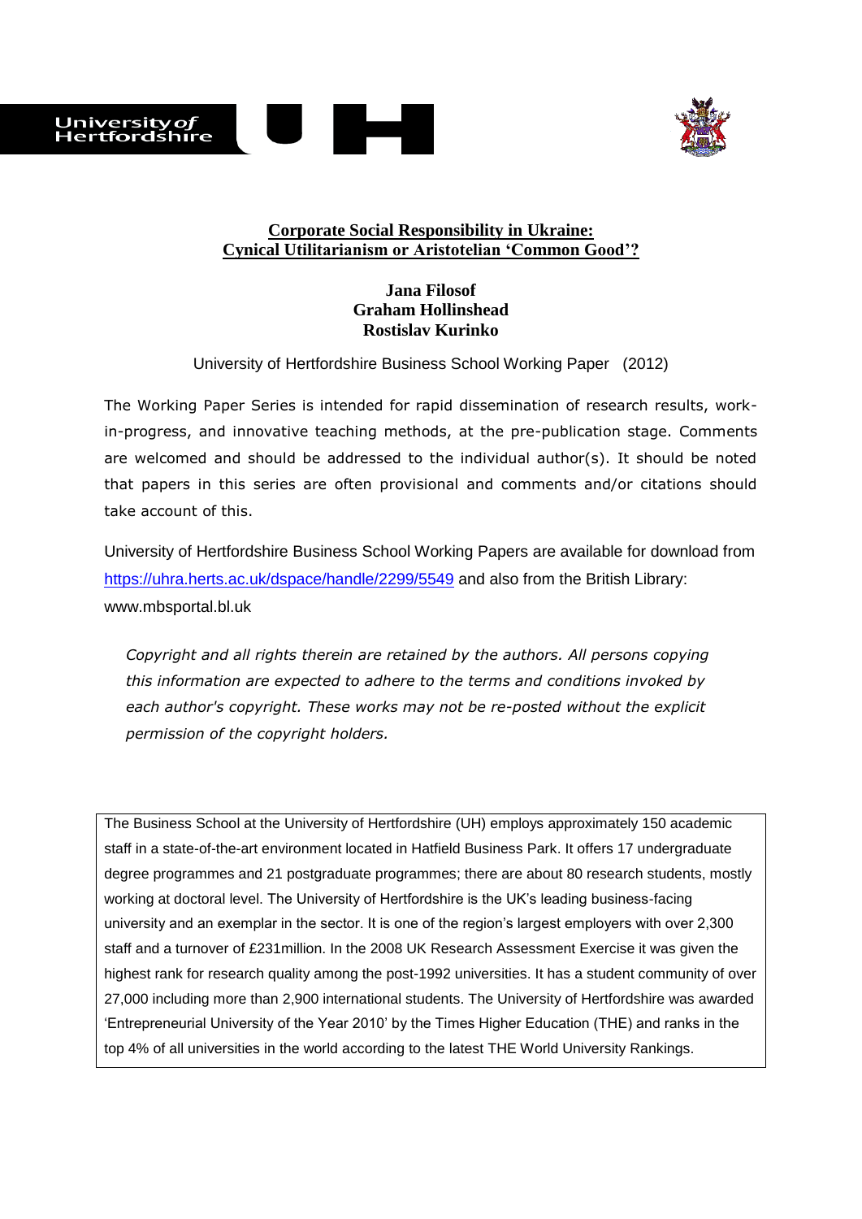# Corporate Social Responsibility in Ukraine: Cynical Utilitarianism or Aristotelian 'Common Good'?

**Jana Filosof**
**Graham Hollinshead**
**Rostislav Kurinko**

University of Hertfordshire Business School Working Paper (2012)

The Working Paper Series is intended for rapid dissemination of research results, work-in-progress, and innovative teaching methods, at the pre-publication stage. Comments are welcomed and should be addressed to the individual author(s). It should be noted that papers in this series are often provisional and comments and/or citations should take account of this.

University of Hertfordshire Business School Working Papers are available for download from https://uhra.herts.ac.uk/dspace/handle/2299/5549 and also from the British Library: www.mbsportal.bl.uk

*Copyright and all rights therein are retained by the authors. All persons copying this information are expected to adhere to the terms and conditions invoked by each author's copyright. These works may not be re-posted without the explicit permission of the copyright holders.*

The Business School at the University of Hertfordshire (UH) employs approximately 150 academic staff in a state-of-the-art environment located in Hatfield Business Park. It offers 17 undergraduate degree programmes and 21 postgraduate programmes; there are about 80 research students, mostly working at doctoral level. The University of Hertfordshire is the UK's leading business-facing university and an exemplar in the sector. It is one of the region's largest employers with over 2,300 staff and a turnover of £231million. In the 2008 UK Research Assessment Exercise it was given the highest rank for research quality among the post-1992 universities. It has a student community of over 27,000 including more than 2,900 international students. The University of Hertfordshire was awarded 'Entrepreneurial University of the Year 2010' by the Times Higher Education (THE) and ranks in the top 4% of all universities in the world according to the latest THE World University Rankings.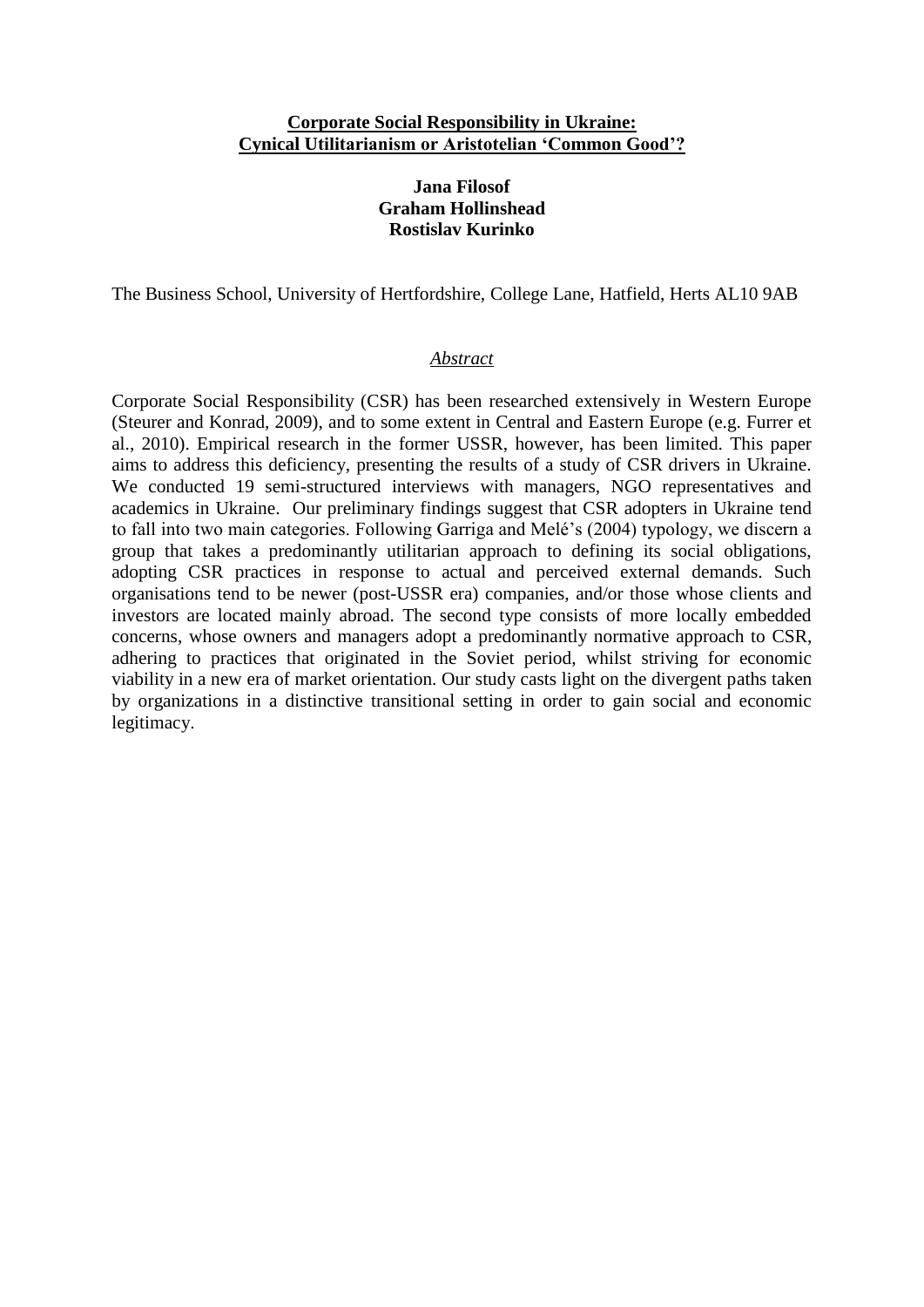# Corporate Social Responsibility in Ukraine: Cynical Utilitarianism or Aristotelian 'Common Good'?

**Jana Filosof**
**Graham Hollinshead**
**Rostislav Kurinko**

The Business School, University of Hertfordshire, College Lane, Hatfield, Herts AL10 9AB

## *Abstract*

Corporate Social Responsibility (CSR) has been researched extensively in Western Europe (Steurer and Konrad, 2009), and to some extent in Central and Eastern Europe (e.g. Furrer et al., 2010). Empirical research in the former USSR, however, has been limited. This paper aims to address this deficiency, presenting the results of a study of CSR drivers in Ukraine. We conducted 19 semi-structured interviews with managers, NGO representatives and academics in Ukraine. Our preliminary findings suggest that CSR adopters in Ukraine tend to fall into two main categories. Following Garriga and Melé's (2004) typology, we discern a group that takes a predominantly utilitarian approach to defining its social obligations, adopting CSR practices in response to actual and perceived external demands. Such organisations tend to be newer (post-USSR era) companies, and/or those whose clients and investors are located mainly abroad. The second type consists of more locally embedded concerns, whose owners and managers adopt a predominantly normative approach to CSR, adhering to practices that originated in the Soviet period, whilst striving for economic viability in a new era of market orientation. Our study casts light on the divergent paths taken by organizations in a distinctive transitional setting in order to gain social and economic legitimacy.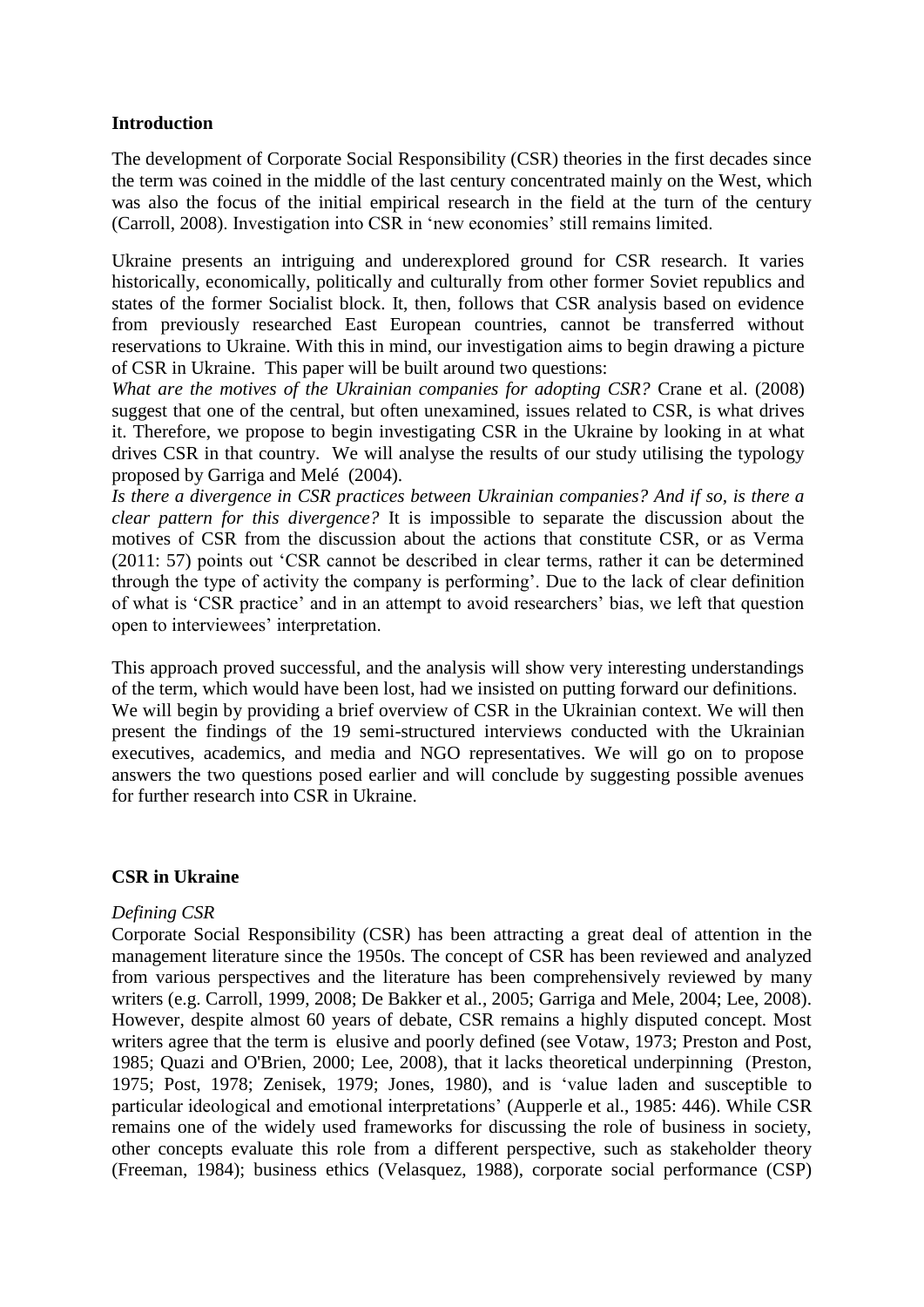## Introduction

The development of Corporate Social Responsibility (CSR) theories in the first decades since the term was coined in the middle of the last century concentrated mainly on the West, which was also the focus of the initial empirical research in the field at the turn of the century (Carroll, 2008). Investigation into CSR in 'new economies' still remains limited.

Ukraine presents an intriguing and underexplored ground for CSR research. It varies historically, economically, politically and culturally from other former Soviet republics and states of the former Socialist block. It, then, follows that CSR analysis based on evidence from previously researched East European countries, cannot be transferred without reservations to Ukraine. With this in mind, our investigation aims to begin drawing a picture of CSR in Ukraine. This paper will be built around two questions:

*What are the motives of the Ukrainian companies for adopting CSR?* Crane et al. (2008) suggest that one of the central, but often unexamined, issues related to CSR, is what drives it. Therefore, we propose to begin investigating CSR in the Ukraine by looking in at what drives CSR in that country. We will analyse the results of our study utilising the typology proposed by Garriga and Melé (2004).

*Is there a divergence in CSR practices between Ukrainian companies? And if so, is there a clear pattern for this divergence?* It is impossible to separate the discussion about the motives of CSR from the discussion about the actions that constitute CSR, or as Verma (2011: 57) points out 'CSR cannot be described in clear terms, rather it can be determined through the type of activity the company is performing'. Due to the lack of clear definition of what is 'CSR practice' and in an attempt to avoid researchers' bias, we left that question open to interviewees' interpretation.

This approach proved successful, and the analysis will show very interesting understandings of the term, which would have been lost, had we insisted on putting forward our definitions. We will begin by providing a brief overview of CSR in the Ukrainian context. We will then present the findings of the 19 semi-structured interviews conducted with the Ukrainian executives, academics, and media and NGO representatives. We will go on to propose answers the two questions posed earlier and will conclude by suggesting possible avenues for further research into CSR in Ukraine.

## CSR in Ukraine

### *Defining CSR*

Corporate Social Responsibility (CSR) has been attracting a great deal of attention in the management literature since the 1950s. The concept of CSR has been reviewed and analyzed from various perspectives and the literature has been comprehensively reviewed by many writers (e.g. Carroll, 1999, 2008; De Bakker et al., 2005; Garriga and Mele, 2004; Lee, 2008). However, despite almost 60 years of debate, CSR remains a highly disputed concept. Most writers agree that the term is elusive and poorly defined (see Votaw, 1973; Preston and Post, 1985; Quazi and O'Brien, 2000; Lee, 2008), that it lacks theoretical underpinning (Preston, 1975; Post, 1978; Zenisek, 1979; Jones, 1980), and is 'value laden and susceptible to particular ideological and emotional interpretations' (Aupperle et al., 1985: 446). While CSR remains one of the widely used frameworks for discussing the role of business in society, other concepts evaluate this role from a different perspective, such as stakeholder theory (Freeman, 1984); business ethics (Velasquez, 1988), corporate social performance (CSP)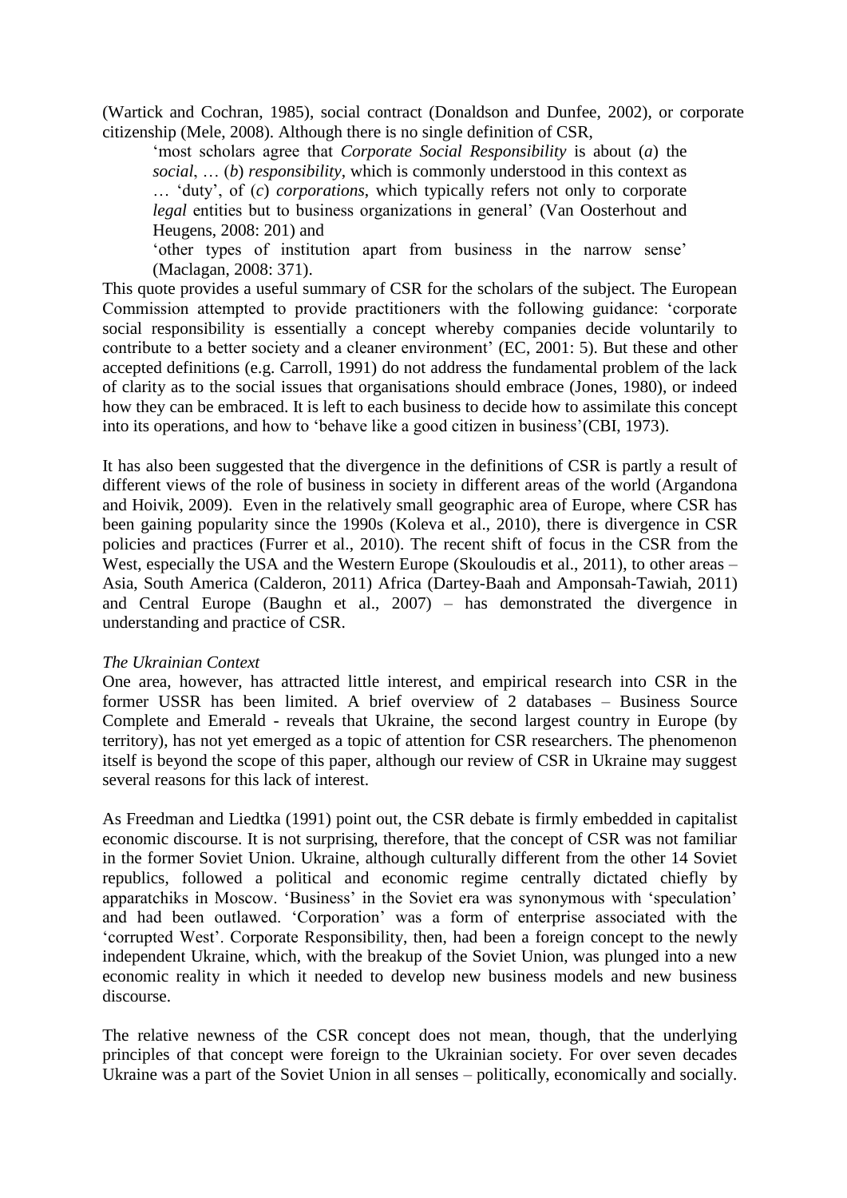(Wartick and Cochran, 1985), social contract (Donaldson and Dunfee, 2002), or corporate citizenship (Mele, 2008). Although there is no single definition of CSR,

> 'most scholars agree that *Corporate Social Responsibility* is about (*a*) the *social*, … (*b*) *responsibility*, which is commonly understood in this context as … 'duty', of (*c*) *corporations*, which typically refers not only to corporate *legal* entities but to business organizations in general' (Van Oosterhout and Heugens, 2008: 201) and
>
> 'other types of institution apart from business in the narrow sense' (Maclagan, 2008: 371).

This quote provides a useful summary of CSR for the scholars of the subject. The European Commission attempted to provide practitioners with the following guidance: 'corporate social responsibility is essentially a concept whereby companies decide voluntarily to contribute to a better society and a cleaner environment' (EC, 2001: 5). But these and other accepted definitions (e.g. Carroll, 1991) do not address the fundamental problem of the lack of clarity as to the social issues that organisations should embrace (Jones, 1980), or indeed how they can be embraced. It is left to each business to decide how to assimilate this concept into its operations, and how to 'behave like a good citizen in business'(CBI, 1973).

It has also been suggested that the divergence in the definitions of CSR is partly a result of different views of the role of business in society in different areas of the world (Argandona and Hoivik, 2009). Even in the relatively small geographic area of Europe, where CSR has been gaining popularity since the 1990s (Koleva et al., 2010), there is divergence in CSR policies and practices (Furrer et al., 2010). The recent shift of focus in the CSR from the West, especially the USA and the Western Europe (Skouloudis et al., 2011), to other areas – Asia, South America (Calderon, 2011) Africa (Dartey-Baah and Amponsah-Tawiah, 2011) and Central Europe (Baughn et al., 2007) – has demonstrated the divergence in understanding and practice of CSR.

*The Ukrainian Context*

One area, however, has attracted little interest, and empirical research into CSR in the former USSR has been limited. A brief overview of 2 databases – Business Source Complete and Emerald - reveals that Ukraine, the second largest country in Europe (by territory), has not yet emerged as a topic of attention for CSR researchers. The phenomenon itself is beyond the scope of this paper, although our review of CSR in Ukraine may suggest several reasons for this lack of interest.

As Freedman and Liedtka (1991) point out, the CSR debate is firmly embedded in capitalist economic discourse. It is not surprising, therefore, that the concept of CSR was not familiar in the former Soviet Union. Ukraine, although culturally different from the other 14 Soviet republics, followed a political and economic regime centrally dictated chiefly by apparatchiks in Moscow. 'Business' in the Soviet era was synonymous with 'speculation' and had been outlawed. 'Corporation' was a form of enterprise associated with the 'corrupted West'. Corporate Responsibility, then, had been a foreign concept to the newly independent Ukraine, which, with the breakup of the Soviet Union, was plunged into a new economic reality in which it needed to develop new business models and new business discourse.

The relative newness of the CSR concept does not mean, though, that the underlying principles of that concept were foreign to the Ukrainian society. For over seven decades Ukraine was a part of the Soviet Union in all senses – politically, economically and socially.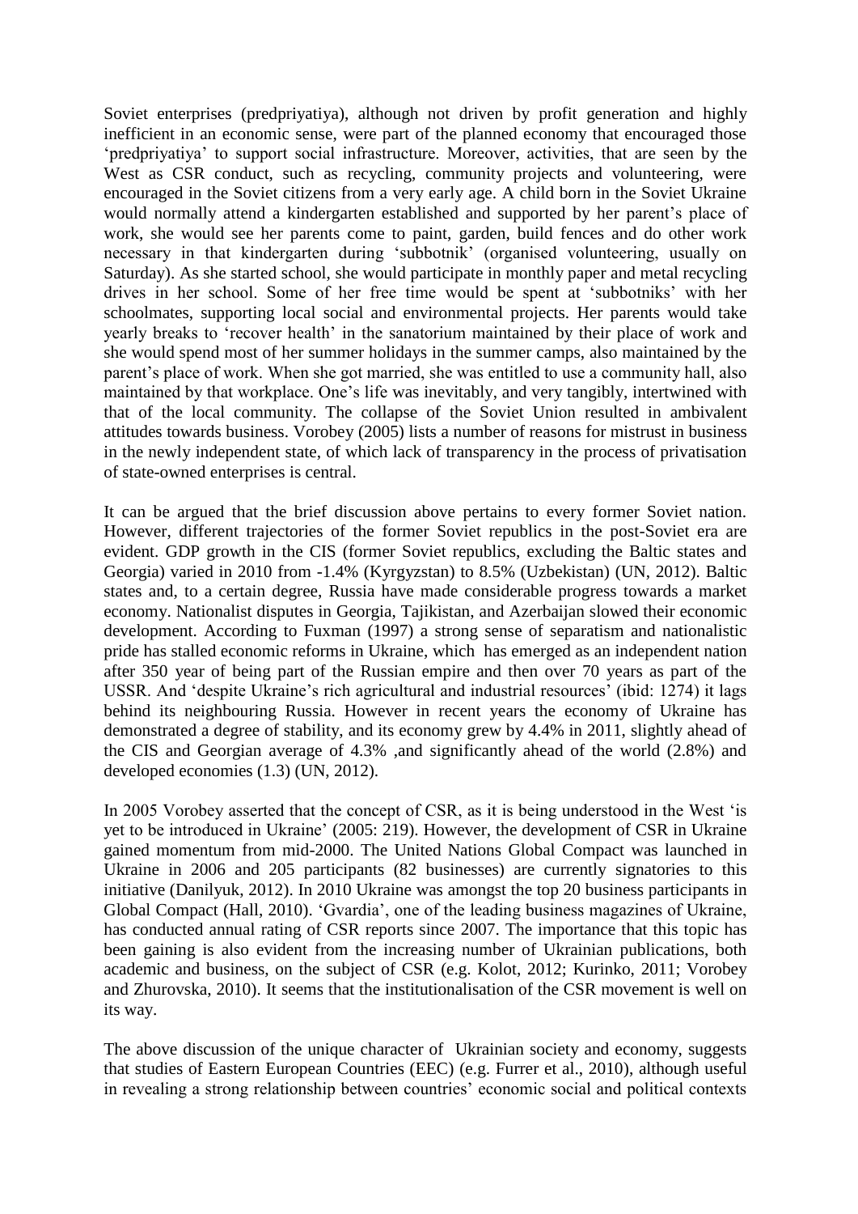Soviet enterprises (predpriyatiya), although not driven by profit generation and highly inefficient in an economic sense, were part of the planned economy that encouraged those 'predpriyatiya' to support social infrastructure. Moreover, activities, that are seen by the West as CSR conduct, such as recycling, community projects and volunteering, were encouraged in the Soviet citizens from a very early age. A child born in the Soviet Ukraine would normally attend a kindergarten established and supported by her parent's place of work, she would see her parents come to paint, garden, build fences and do other work necessary in that kindergarten during 'subbotnik' (organised volunteering, usually on Saturday). As she started school, she would participate in monthly paper and metal recycling drives in her school. Some of her free time would be spent at 'subbotniks' with her schoolmates, supporting local social and environmental projects. Her parents would take yearly breaks to 'recover health' in the sanatorium maintained by their place of work and she would spend most of her summer holidays in the summer camps, also maintained by the parent's place of work. When she got married, she was entitled to use a community hall, also maintained by that workplace. One's life was inevitably, and very tangibly, intertwined with that of the local community. The collapse of the Soviet Union resulted in ambivalent attitudes towards business. Vorobey (2005) lists a number of reasons for mistrust in business in the newly independent state, of which lack of transparency in the process of privatisation of state-owned enterprises is central.

It can be argued that the brief discussion above pertains to every former Soviet nation. However, different trajectories of the former Soviet republics in the post-Soviet era are evident. GDP growth in the CIS (former Soviet republics, excluding the Baltic states and Georgia) varied in 2010 from -1.4% (Kyrgyzstan) to 8.5% (Uzbekistan) (UN, 2012). Baltic states and, to a certain degree, Russia have made considerable progress towards a market economy. Nationalist disputes in Georgia, Tajikistan, and Azerbaijan slowed their economic development. According to Fuxman (1997) a strong sense of separatism and nationalistic pride has stalled economic reforms in Ukraine, which has emerged as an independent nation after 350 year of being part of the Russian empire and then over 70 years as part of the USSR. And 'despite Ukraine's rich agricultural and industrial resources' (ibid: 1274) it lags behind its neighbouring Russia. However in recent years the economy of Ukraine has demonstrated a degree of stability, and its economy grew by 4.4% in 2011, slightly ahead of the CIS and Georgian average of 4.3% ,and significantly ahead of the world (2.8%) and developed economies (1.3) (UN, 2012).

In 2005 Vorobey asserted that the concept of CSR, as it is being understood in the West 'is yet to be introduced in Ukraine' (2005: 219). However, the development of CSR in Ukraine gained momentum from mid-2000. The United Nations Global Compact was launched in Ukraine in 2006 and 205 participants (82 businesses) are currently signatories to this initiative (Danilyuk, 2012). In 2010 Ukraine was amongst the top 20 business participants in Global Compact (Hall, 2010). 'Gvardia', one of the leading business magazines of Ukraine, has conducted annual rating of CSR reports since 2007. The importance that this topic has been gaining is also evident from the increasing number of Ukrainian publications, both academic and business, on the subject of CSR (e.g. Kolot, 2012; Kurinko, 2011; Vorobey and Zhurovska, 2010). It seems that the institutionalisation of the CSR movement is well on its way.

The above discussion of the unique character of Ukrainian society and economy, suggests that studies of Eastern European Countries (EEC) (e.g. Furrer et al., 2010), although useful in revealing a strong relationship between countries' economic social and political contexts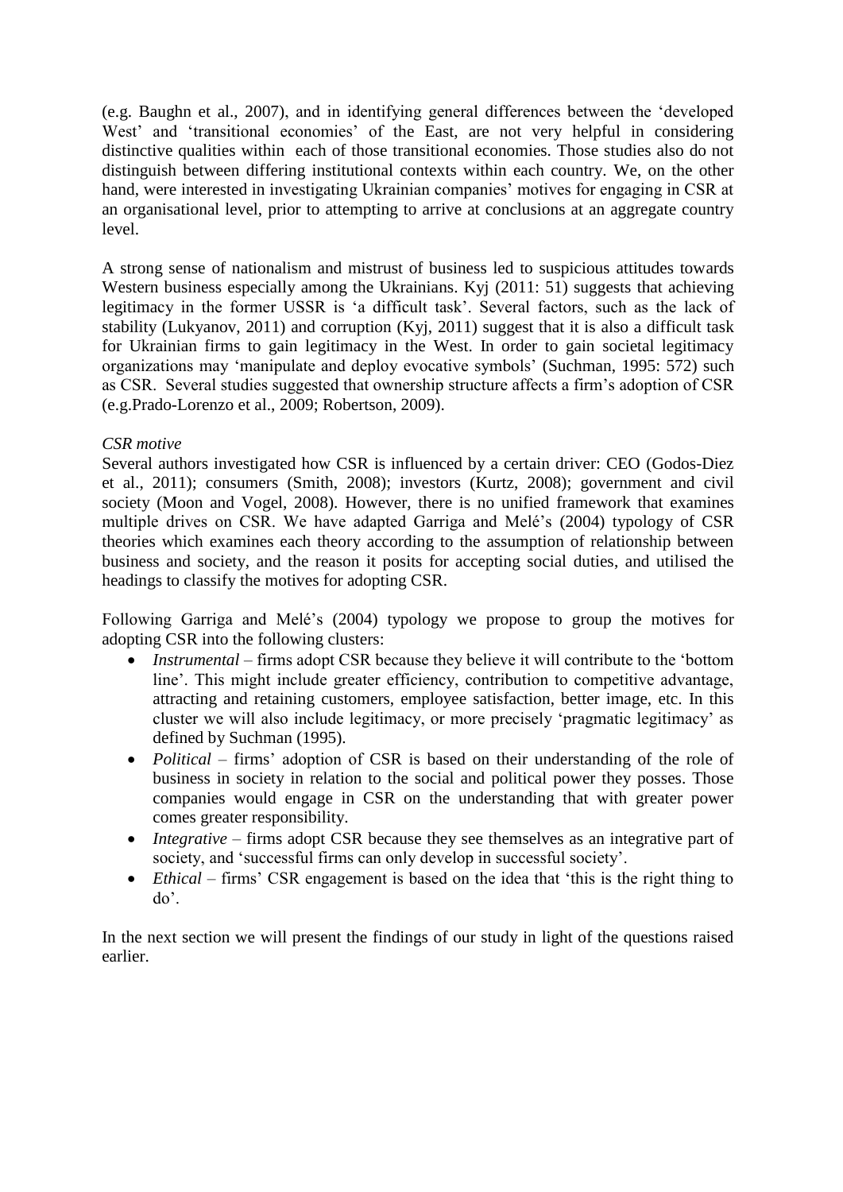(e.g. Baughn et al., 2007), and in identifying general differences between the 'developed West' and 'transitional economies' of the East, are not very helpful in considering distinctive qualities within each of those transitional economies. Those studies also do not distinguish between differing institutional contexts within each country. We, on the other hand, were interested in investigating Ukrainian companies' motives for engaging in CSR at an organisational level, prior to attempting to arrive at conclusions at an aggregate country level.

A strong sense of nationalism and mistrust of business led to suspicious attitudes towards Western business especially among the Ukrainians. Kyj (2011: 51) suggests that achieving legitimacy in the former USSR is 'a difficult task'. Several factors, such as the lack of stability (Lukyanov, 2011) and corruption (Kyj, 2011) suggest that it is also a difficult task for Ukrainian firms to gain legitimacy in the West. In order to gain societal legitimacy organizations may 'manipulate and deploy evocative symbols' (Suchman, 1995: 572) such as CSR. Several studies suggested that ownership structure affects a firm's adoption of CSR (e.g.Prado-Lorenzo et al., 2009; Robertson, 2009).

*CSR motive*

Several authors investigated how CSR is influenced by a certain driver: CEO (Godos-Diez et al., 2011); consumers (Smith, 2008); investors (Kurtz, 2008); government and civil society (Moon and Vogel, 2008). However, there is no unified framework that examines multiple drives on CSR. We have adapted Garriga and Melé's (2004) typology of CSR theories which examines each theory according to the assumption of relationship between business and society, and the reason it posits for accepting social duties, and utilised the headings to classify the motives for adopting CSR.

Following Garriga and Melé's (2004) typology we propose to group the motives for adopting CSR into the following clusters:

- *Instrumental* – firms adopt CSR because they believe it will contribute to the 'bottom line'. This might include greater efficiency, contribution to competitive advantage, attracting and retaining customers, employee satisfaction, better image, etc. In this cluster we will also include legitimacy, or more precisely 'pragmatic legitimacy' as defined by Suchman (1995).
- *Political* – firms' adoption of CSR is based on their understanding of the role of business in society in relation to the social and political power they posses. Those companies would engage in CSR on the understanding that with greater power comes greater responsibility.
- *Integrative* – firms adopt CSR because they see themselves as an integrative part of society, and 'successful firms can only develop in successful society'.
- *Ethical* – firms' CSR engagement is based on the idea that 'this is the right thing to do'.

In the next section we will present the findings of our study in light of the questions raised earlier.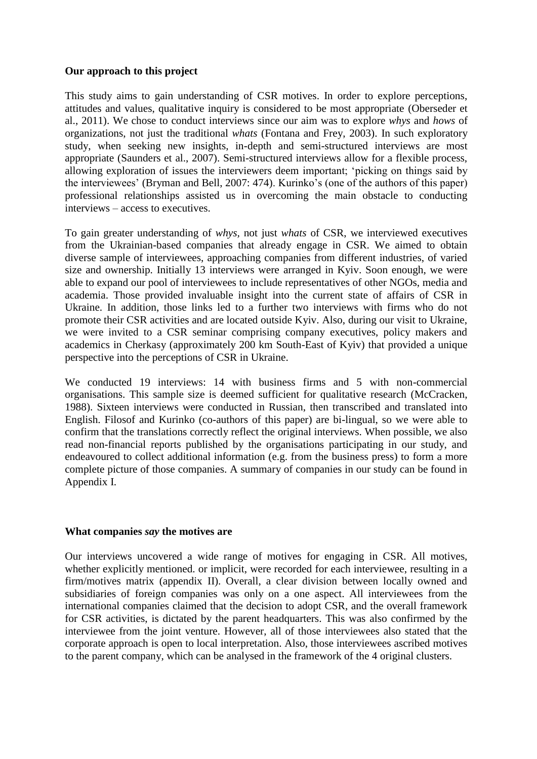**Our approach to this project**

This study aims to gain understanding of CSR motives. In order to explore perceptions, attitudes and values, qualitative inquiry is considered to be most appropriate (Oberseder et al., 2011). We chose to conduct interviews since our aim was to explore *whys* and *hows* of organizations, not just the traditional *whats* (Fontana and Frey, 2003). In such exploratory study, when seeking new insights, in-depth and semi-structured interviews are most appropriate (Saunders et al., 2007). Semi-structured interviews allow for a flexible process, allowing exploration of issues the interviewers deem important; 'picking on things said by the interviewees' (Bryman and Bell, 2007: 474). Kurinko's (one of the authors of this paper) professional relationships assisted us in overcoming the main obstacle to conducting interviews – access to executives.

To gain greater understanding of *whys,* not just *whats* of CSR, we interviewed executives from the Ukrainian-based companies that already engage in CSR. We aimed to obtain diverse sample of interviewees, approaching companies from different industries, of varied size and ownership. Initially 13 interviews were arranged in Kyiv. Soon enough, we were able to expand our pool of interviewees to include representatives of other NGOs, media and academia. Those provided invaluable insight into the current state of affairs of CSR in Ukraine. In addition, those links led to a further two interviews with firms who do not promote their CSR activities and are located outside Kyiv. Also, during our visit to Ukraine, we were invited to a CSR seminar comprising company executives, policy makers and academics in Cherkasy (approximately 200 km South-East of Kyiv) that provided a unique perspective into the perceptions of CSR in Ukraine.

We conducted 19 interviews: 14 with business firms and 5 with non-commercial organisations. This sample size is deemed sufficient for qualitative research (McCracken, 1988). Sixteen interviews were conducted in Russian, then transcribed and translated into English. Filosof and Kurinko (co-authors of this paper) are bi-lingual, so we were able to confirm that the translations correctly reflect the original interviews. When possible, we also read non-financial reports published by the organisations participating in our study, and endeavoured to collect additional information (e.g. from the business press) to form a more complete picture of those companies. A summary of companies in our study can be found in Appendix I.

**What companies *say* the motives are**

Our interviews uncovered a wide range of motives for engaging in CSR. All motives, whether explicitly mentioned. or implicit, were recorded for each interviewee, resulting in a firm/motives matrix (appendix II). Overall, a clear division between locally owned and subsidiaries of foreign companies was only on a one aspect. All interviewees from the international companies claimed that the decision to adopt CSR, and the overall framework for CSR activities, is dictated by the parent headquarters. This was also confirmed by the interviewee from the joint venture. However, all of those interviewees also stated that the corporate approach is open to local interpretation. Also, those interviewees ascribed motives to the parent company, which can be analysed in the framework of the 4 original clusters.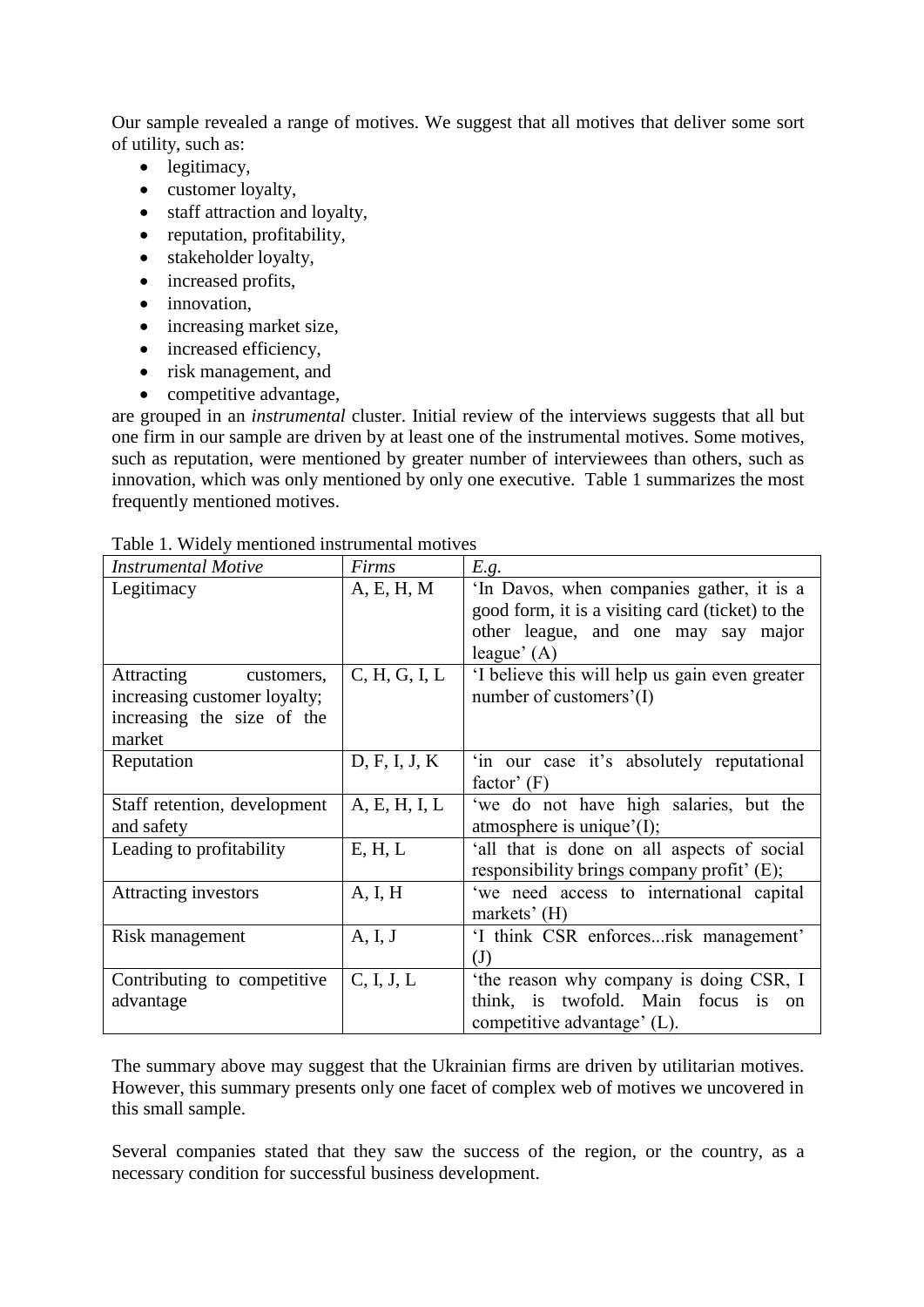Our sample revealed a range of motives. We suggest that all motives that deliver some sort of utility, such as:

- legitimacy,
- customer loyalty,
- staff attraction and loyalty,
- reputation, profitability,
- stakeholder loyalty,
- increased profits,
- innovation,
- increasing market size,
- increased efficiency,
- risk management, and
- competitive advantage,

are grouped in an *instrumental* cluster. Initial review of the interviews suggests that all but one firm in our sample are driven by at least one of the instrumental motives. Some motives, such as reputation, were mentioned by greater number of interviewees than others, such as innovation, which was only mentioned by only one executive. Table 1 summarizes the most frequently mentioned motives.

Table 1. Widely mentioned instrumental motives

| *Instrumental Motive* | *Firms* | *E.g.* |
|---|---|---|
| Legitimacy | A, E, H, M | 'In Davos, when companies gather, it is a good form, it is a visiting card (ticket) to the other league, and one may say major league' (A) |
| Attracting customers, increasing customer loyalty; increasing the size of the market | C, H, G, I, L | 'I believe this will help us gain even greater number of customers'(I) |
| Reputation | D, F, I, J, K | 'in our case it's absolutely reputational factor' (F) |
| Staff retention, development and safety | A, E, H, I, L | 'we do not have high salaries, but the atmosphere is unique'(I); |
| Leading to profitability | E, H, L | 'all that is done on all aspects of social responsibility brings company profit' (E); |
| Attracting investors | A, I, H | 'we need access to international capital markets' (H) |
| Risk management | A, I, J | 'I think CSR enforces...risk management' (J) |
| Contributing to competitive advantage | C, I, J, L | 'the reason why company is doing CSR, I think, is twofold. Main focus is on competitive advantage' (L). |

The summary above may suggest that the Ukrainian firms are driven by utilitarian motives. However, this summary presents only one facet of complex web of motives we uncovered in this small sample.

Several companies stated that they saw the success of the region, or the country, as a necessary condition for successful business development.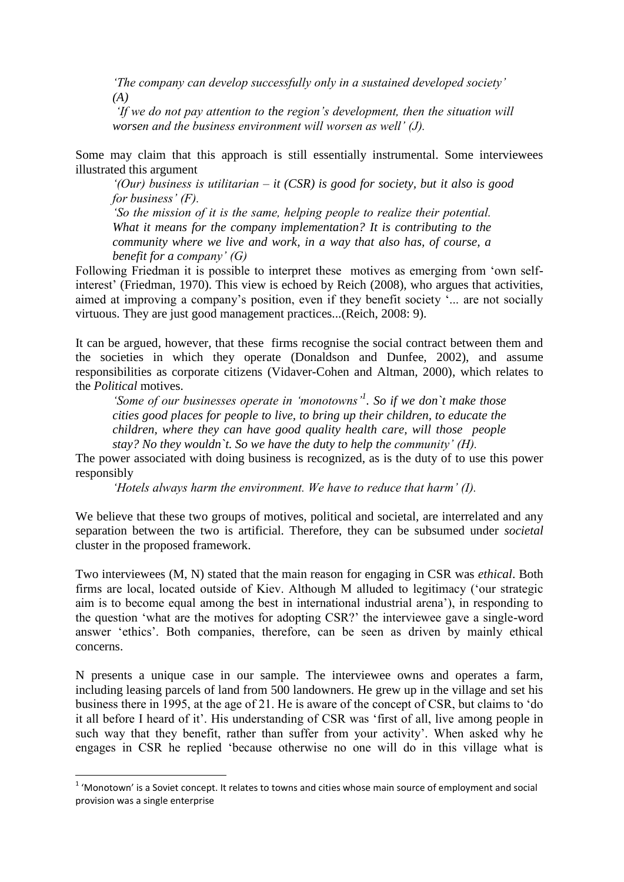> *'The company can develop successfully only in a sustained developed society' (A)*
>
> *'If we do not pay attention to the region's development, then the situation will worsen and the business environment will worsen as well' (J).*

Some may claim that this approach is still essentially instrumental. Some interviewees illustrated this argument

> *'(Our) business is utilitarian – it (CSR) is good for society, but it also is good for business' (F).*
>
> *'So the mission of it is the same, helping people to realize their potential. What it means for the company implementation? It is contributing to the community where we live and work, in a way that also has, of course, a benefit for a company' (G)*

Following Friedman it is possible to interpret these motives as emerging from 'own self-interest' (Friedman, 1970). This view is echoed by Reich (2008), who argues that activities, aimed at improving a company's position, even if they benefit society '... are not socially virtuous. They are just good management practices...(Reich, 2008: 9).

It can be argued, however, that these firms recognise the social contract between them and the societies in which they operate (Donaldson and Dunfee, 2002), and assume responsibilities as corporate citizens (Vidaver-Cohen and Altman, 2000), which relates to the *Political* motives.

> *'Some of our businesses operate in 'monotowns'[1]. So if we don`t make those cities good places for people to live, to bring up their children, to educate the children, where they can have good quality health care, will those people stay? No they wouldn`t. So we have the duty to help the community' (H).*

The power associated with doing business is recognized, as is the duty of to use this power responsibly

> *'Hotels always harm the environment. We have to reduce that harm' (I).*

We believe that these two groups of motives, political and societal, are interrelated and any separation between the two is artificial. Therefore, they can be subsumed under *societal* cluster in the proposed framework.

Two interviewees (M, N) stated that the main reason for engaging in CSR was *ethical*. Both firms are local, located outside of Kiev. Although M alluded to legitimacy ('our strategic aim is to become equal among the best in international industrial arena'), in responding to the question 'what are the motives for adopting CSR?' the interviewee gave a single-word answer 'ethics'. Both companies, therefore, can be seen as driven by mainly ethical concerns.

N presents a unique case in our sample. The interviewee owns and operates a farm, including leasing parcels of land from 500 landowners. He grew up in the village and set his business there in 1995, at the age of 21. He is aware of the concept of CSR, but claims to 'do it all before I heard of it'. His understanding of CSR was 'first of all, live among people in such way that they benefit, rather than suffer from your activity'. When asked why he engages in CSR he replied 'because otherwise no one will do in this village what is

---

[1] 'Monotown' is a Soviet concept. It relates to towns and cities whose main source of employment and social provision was a single enterprise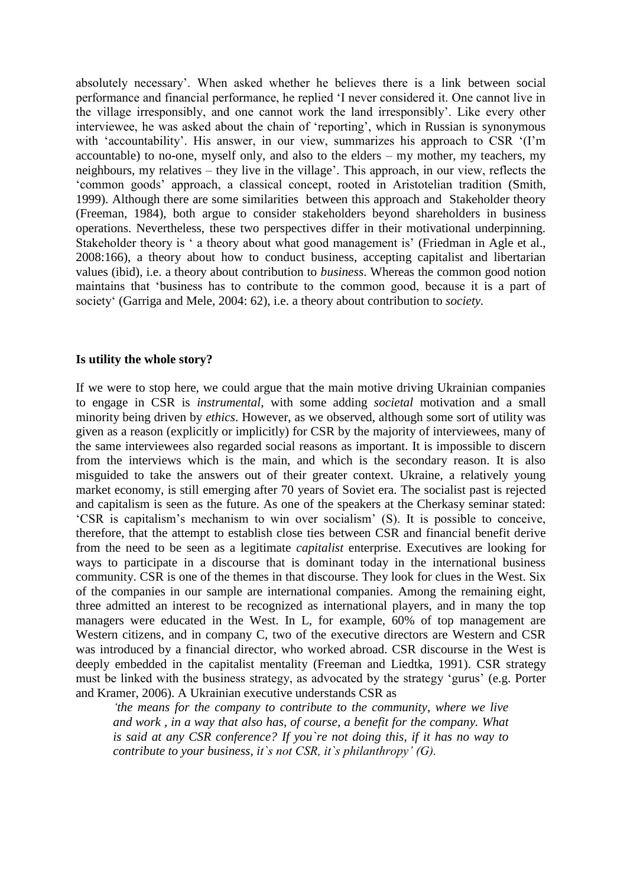absolutely necessary'. When asked whether he believes there is a link between social performance and financial performance, he replied 'I never considered it. One cannot live in the village irresponsibly, and one cannot work the land irresponsibly'. Like every other interviewee, he was asked about the chain of 'reporting', which in Russian is synonymous with 'accountability'. His answer, in our view, summarizes his approach to CSR '(I'm accountable) to no-one, myself only, and also to the elders – my mother, my teachers, my neighbours, my relatives – they live in the village'. This approach, in our view, reflects the 'common goods' approach, a classical concept, rooted in Aristotelian tradition (Smith, 1999). Although there are some similarities between this approach and Stakeholder theory (Freeman, 1984), both argue to consider stakeholders beyond shareholders in business operations. Nevertheless, these two perspectives differ in their motivational underpinning. Stakeholder theory is ' a theory about what good management is' (Friedman in Agle et al., 2008:166), a theory about how to conduct business, accepting capitalist and libertarian values (ibid), i.e. a theory about contribution to *business*. Whereas the common good notion maintains that 'business has to contribute to the common good, because it is a part of society' (Garriga and Mele, 2004: 62), i.e. a theory about contribution to *society.*

**Is utility the whole story?**

If we were to stop here, we could argue that the main motive driving Ukrainian companies to engage in CSR is *instrumental*, with some adding *societal* motivation and a small minority being driven by *ethics*. However, as we observed, although some sort of utility was given as a reason (explicitly or implicitly) for CSR by the majority of interviewees, many of the same interviewees also regarded social reasons as important. It is impossible to discern from the interviews which is the main, and which is the secondary reason. It is also misguided to take the answers out of their greater context. Ukraine, a relatively young market economy, is still emerging after 70 years of Soviet era. The socialist past is rejected and capitalism is seen as the future. As one of the speakers at the Cherkasy seminar stated: 'CSR is capitalism's mechanism to win over socialism' (S). It is possible to conceive, therefore, that the attempt to establish close ties between CSR and financial benefit derive from the need to be seen as a legitimate *capitalist* enterprise. Executives are looking for ways to participate in a discourse that is dominant today in the international business community. CSR is one of the themes in that discourse. They look for clues in the West. Six of the companies in our sample are international companies. Among the remaining eight, three admitted an interest to be recognized as international players, and in many the top managers were educated in the West. In L, for example, 60% of top management are Western citizens, and in company C, two of the executive directors are Western and CSR was introduced by a financial director, who worked abroad. CSR discourse in the West is deeply embedded in the capitalist mentality (Freeman and Liedtka, 1991). CSR strategy must be linked with the business strategy, as advocated by the strategy 'gurus' (e.g. Porter and Kramer, 2006). A Ukrainian executive understands CSR as

> *'the means for the company to contribute to the community, where we live and work , in a way that also has, of course, a benefit for the company. What is said at any CSR conference? If you`re not doing this, if it has no way to contribute to your business, it`s not CSR, it`s philanthropy' (G).*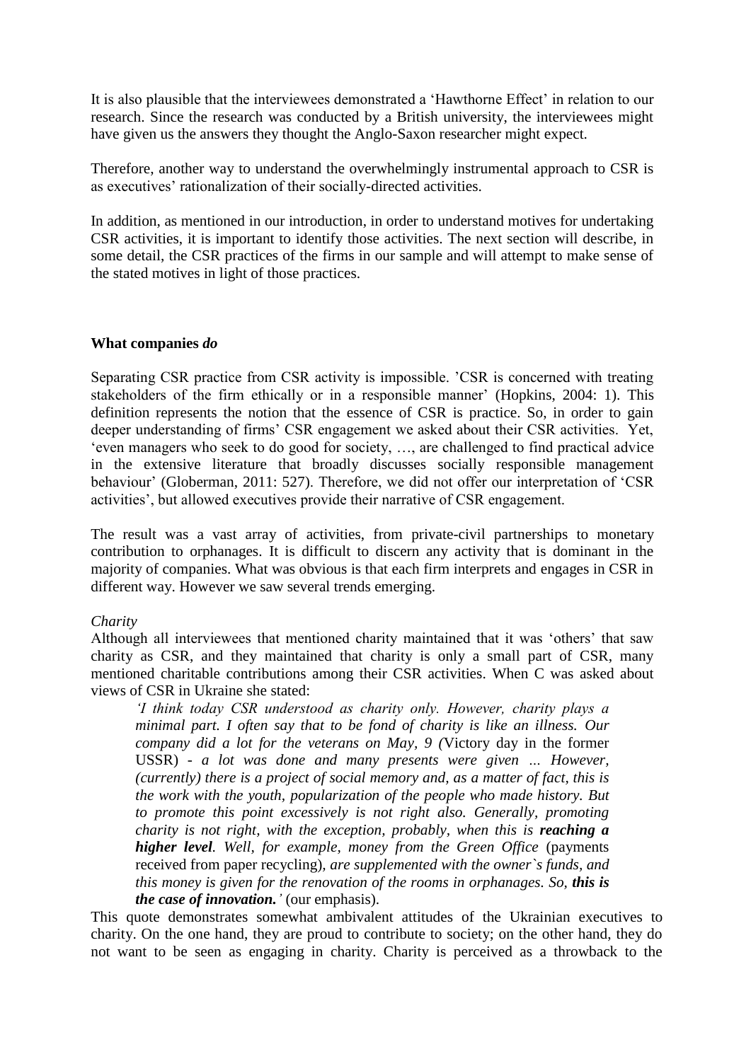It is also plausible that the interviewees demonstrated a 'Hawthorne Effect' in relation to our research. Since the research was conducted by a British university, the interviewees might have given us the answers they thought the Anglo-Saxon researcher might expect.

Therefore, another way to understand the overwhelmingly instrumental approach to CSR is as executives' rationalization of their socially-directed activities.

In addition, as mentioned in our introduction, in order to understand motives for undertaking CSR activities, it is important to identify those activities. The next section will describe, in some detail, the CSR practices of the firms in our sample and will attempt to make sense of the stated motives in light of those practices.

**What companies *do***

Separating CSR practice from CSR activity is impossible. 'CSR is concerned with treating stakeholders of the firm ethically or in a responsible manner' (Hopkins, 2004: 1). This definition represents the notion that the essence of CSR is practice. So, in order to gain deeper understanding of firms' CSR engagement we asked about their CSR activities. Yet, 'even managers who seek to do good for society, …, are challenged to find practical advice in the extensive literature that broadly discusses socially responsible management behaviour' (Globerman, 2011: 527). Therefore, we did not offer our interpretation of 'CSR activities', but allowed executives provide their narrative of CSR engagement.

The result was a vast array of activities, from private-civil partnerships to monetary contribution to orphanages. It is difficult to discern any activity that is dominant in the majority of companies. What was obvious is that each firm interprets and engages in CSR in different way. However we saw several trends emerging.

*Charity*

Although all interviewees that mentioned charity maintained that it was 'others' that saw charity as CSR, and they maintained that charity is only a small part of CSR, many mentioned charitable contributions among their CSR activities. When C was asked about views of CSR in Ukraine she stated:

> *'I think today CSR understood as charity only. However, charity plays a minimal part. I often say that to be fond of charity is like an illness. Our company did a lot for the veterans on May, 9 (*Victory day in the former USSR) *- a lot was done and many presents were given ... However, (currently) there is a project of social memory and, as a matter of fact, this is the work with the youth, popularization of the people who made history. But to promote this point excessively is not right also. Generally, promoting charity is not right, with the exception, probably, when this is **reaching a higher level**. Well, for example, money from the Green Office* (payments received from paper recycling)*, are supplemented with the owner`s funds, and this money is given for the renovation of the rooms in orphanages. So, **this is the case of innovation.**'* (our emphasis).

This quote demonstrates somewhat ambivalent attitudes of the Ukrainian executives to charity. On the one hand, they are proud to contribute to society; on the other hand, they do not want to be seen as engaging in charity. Charity is perceived as a throwback to the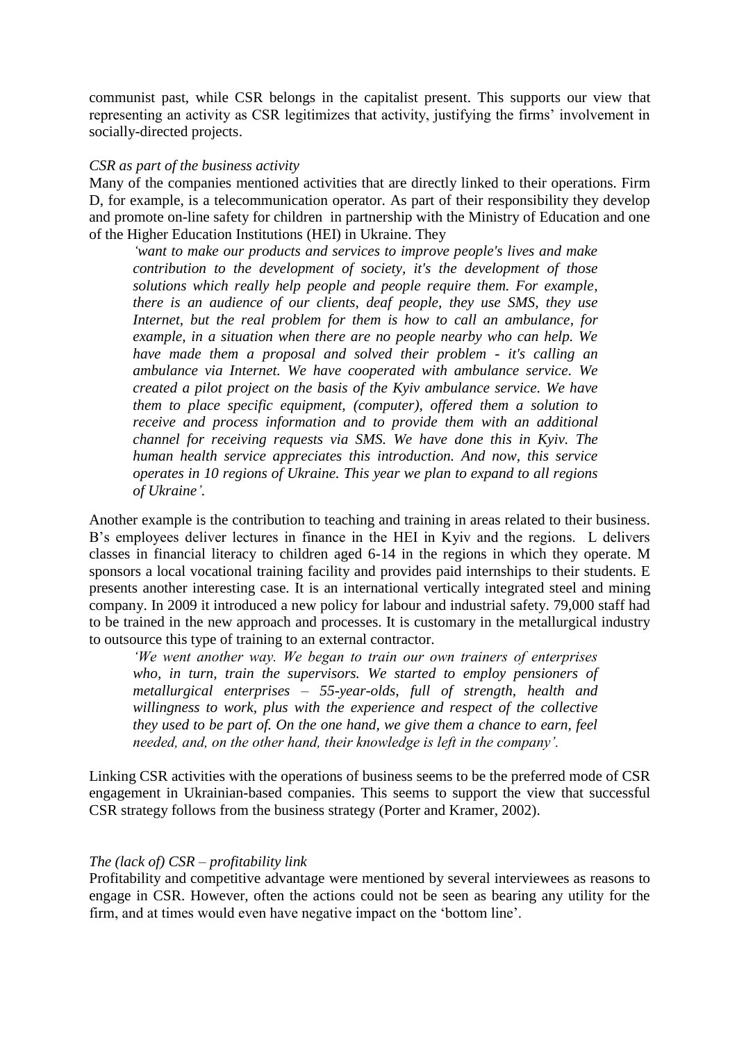communist past, while CSR belongs in the capitalist present. This supports our view that representing an activity as CSR legitimizes that activity, justifying the firms' involvement in socially-directed projects.

*CSR as part of the business activity*

Many of the companies mentioned activities that are directly linked to their operations. Firm D, for example, is a telecommunication operator. As part of their responsibility they develop and promote on-line safety for children in partnership with the Ministry of Education and one of the Higher Education Institutions (HEI) in Ukraine. They

> *'want to make our products and services to improve people's lives and make contribution to the development of society, it's the development of those solutions which really help people and people require them. For example, there is an audience of our clients, deaf people, they use SMS, they use Internet, but the real problem for them is how to call an ambulance, for example, in a situation when there are no people nearby who can help. We have made them a proposal and solved their problem - it's calling an ambulance via Internet. We have cooperated with ambulance service. We created a pilot project on the basis of the Kyiv ambulance service. We have them to place specific equipment, (computer), offered them a solution to receive and process information and to provide them with an additional channel for receiving requests via SMS. We have done this in Kyiv. The human health service appreciates this introduction. And now, this service operates in 10 regions of Ukraine. This year we plan to expand to all regions of Ukraine'.*

Another example is the contribution to teaching and training in areas related to their business. B's employees deliver lectures in finance in the HEI in Kyiv and the regions. L delivers classes in financial literacy to children aged 6-14 in the regions in which they operate. M sponsors a local vocational training facility and provides paid internships to their students. E presents another interesting case. It is an international vertically integrated steel and mining company. In 2009 it introduced a new policy for labour and industrial safety. 79,000 staff had to be trained in the new approach and processes. It is customary in the metallurgical industry to outsource this type of training to an external contractor.

> *'We went another way. We began to train our own trainers of enterprises who, in turn, train the supervisors. We started to employ pensioners of metallurgical enterprises – 55-year-olds, full of strength, health and willingness to work, plus with the experience and respect of the collective they used to be part of. On the one hand, we give them a chance to earn, feel needed, and, on the other hand, their knowledge is left in the company'.*

Linking CSR activities with the operations of business seems to be the preferred mode of CSR engagement in Ukrainian-based companies. This seems to support the view that successful CSR strategy follows from the business strategy (Porter and Kramer, 2002).

*The (lack of) CSR – profitability link*

Profitability and competitive advantage were mentioned by several interviewees as reasons to engage in CSR. However, often the actions could not be seen as bearing any utility for the firm, and at times would even have negative impact on the 'bottom line'.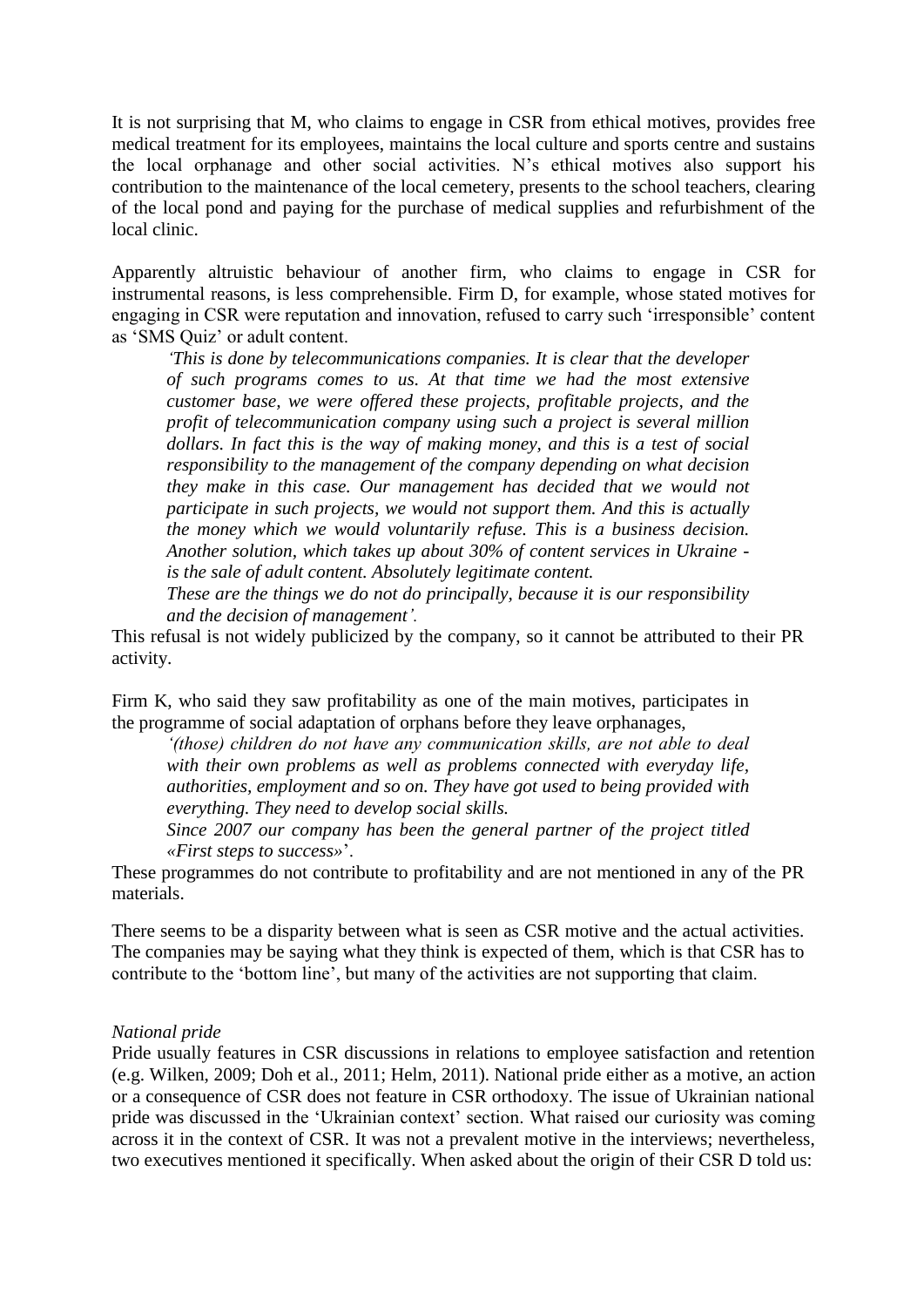It is not surprising that M, who claims to engage in CSR from ethical motives, provides free medical treatment for its employees, maintains the local culture and sports centre and sustains the local orphanage and other social activities. N's ethical motives also support his contribution to the maintenance of the local cemetery, presents to the school teachers, clearing of the local pond and paying for the purchase of medical supplies and refurbishment of the local clinic.

Apparently altruistic behaviour of another firm, who claims to engage in CSR for instrumental reasons, is less comprehensible. Firm D, for example, whose stated motives for engaging in CSR were reputation and innovation, refused to carry such 'irresponsible' content as 'SMS Quiz' or adult content.

> *'This is done by telecommunications companies. It is clear that the developer of such programs comes to us. At that time we had the most extensive customer base, we were offered these projects, profitable projects, and the profit of telecommunication company using such a project is several million dollars. In fact this is the way of making money, and this is a test of social responsibility to the management of the company depending on what decision they make in this case. Our management has decided that we would not participate in such projects, we would not support them. And this is actually the money which we would voluntarily refuse. This is a business decision. Another solution, which takes up about 30% of content services in Ukraine - is the sale of adult content. Absolutely legitimate content.*
>
> *These are the things we do not do principally, because it is our responsibility and the decision of management'.*

This refusal is not widely publicized by the company, so it cannot be attributed to their PR activity.

Firm K, who said they saw profitability as one of the main motives, participates in the programme of social adaptation of orphans before they leave orphanages,

> *'(those) children do not have any communication skills, are not able to deal with their own problems as well as problems connected with everyday life, authorities, employment and so on. They have got used to being provided with everything. They need to develop social skills.*
>
> *Since 2007 our company has been the general partner of the project titled «First steps to success»*'.

These programmes do not contribute to profitability and are not mentioned in any of the PR materials.

There seems to be a disparity between what is seen as CSR motive and the actual activities. The companies may be saying what they think is expected of them, which is that CSR has to contribute to the 'bottom line', but many of the activities are not supporting that claim.

*National pride*

Pride usually features in CSR discussions in relations to employee satisfaction and retention (e.g. Wilken, 2009; Doh et al., 2011; Helm, 2011). National pride either as a motive, an action or a consequence of CSR does not feature in CSR orthodoxy. The issue of Ukrainian national pride was discussed in the 'Ukrainian context' section. What raised our curiosity was coming across it in the context of CSR. It was not a prevalent motive in the interviews; nevertheless, two executives mentioned it specifically. When asked about the origin of their CSR D told us: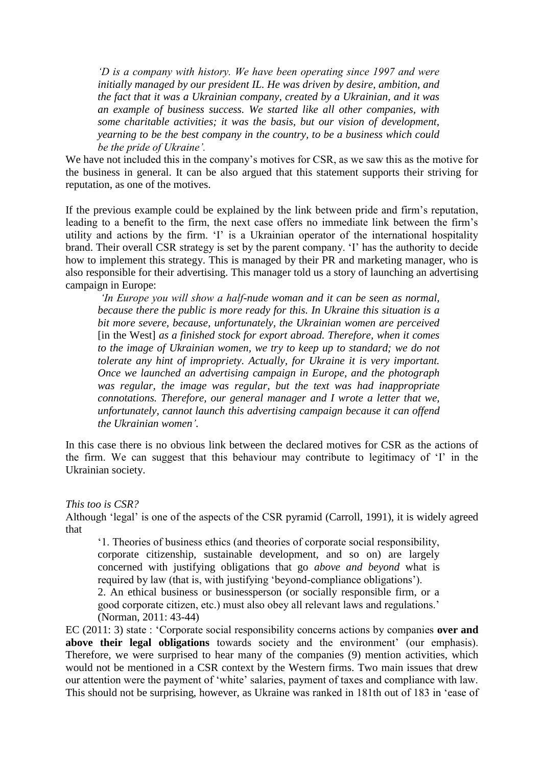> *'D is a company with history. We have been operating since 1997 and were initially managed by our president IL. He was driven by desire, ambition, and the fact that it was a Ukrainian company, created by a Ukrainian, and it was an example of business success. We started like all other companies, with some charitable activities; it was the basis, but our vision of development, yearning to be the best company in the country, to be a business which could be the pride of Ukraine'.*

We have not included this in the company's motives for CSR, as we saw this as the motive for the business in general. It can be also argued that this statement supports their striving for reputation, as one of the motives.

If the previous example could be explained by the link between pride and firm's reputation, leading to a benefit to the firm, the next case offers no immediate link between the firm's utility and actions by the firm. 'I' is a Ukrainian operator of the international hospitality brand. Their overall CSR strategy is set by the parent company. 'I' has the authority to decide how to implement this strategy. This is managed by their PR and marketing manager, who is also responsible for their advertising. This manager told us a story of launching an advertising campaign in Europe:

> *'In Europe you will show a half-nude woman and it can be seen as normal, because there the public is more ready for this. In Ukraine this situation is a bit more severe, because, unfortunately, the Ukrainian women are perceived* [in the West] *as a finished stock for export abroad. Therefore, when it comes to the image of Ukrainian women, we try to keep up to standard; we do not tolerate any hint of impropriety. Actually, for Ukraine it is very important. Once we launched an advertising campaign in Europe, and the photograph was regular, the image was regular, but the text was had inappropriate connotations. Therefore, our general manager and I wrote a letter that we, unfortunately, cannot launch this advertising campaign because it can offend the Ukrainian women'.*

In this case there is no obvious link between the declared motives for CSR as the actions of the firm. We can suggest that this behaviour may contribute to legitimacy of 'I' in the Ukrainian society.

*This too is CSR?*

Although 'legal' is one of the aspects of the CSR pyramid (Carroll, 1991), it is widely agreed that

> '1. Theories of business ethics (and theories of corporate social responsibility, corporate citizenship, sustainable development, and so on) are largely concerned with justifying obligations that go *above and beyond* what is required by law (that is, with justifying 'beyond-compliance obligations').
>
> 2. An ethical business or businessperson (or socially responsible firm, or a good corporate citizen, etc.) must also obey all relevant laws and regulations.' (Norman, 2011: 43-44)

EC (2011: 3) state : 'Corporate social responsibility concerns actions by companies **over and above their legal obligations** towards society and the environment' (our emphasis). Therefore, we were surprised to hear many of the companies (9) mention activities, which would not be mentioned in a CSR context by the Western firms. Two main issues that drew our attention were the payment of 'white' salaries, payment of taxes and compliance with law. This should not be surprising, however, as Ukraine was ranked in 181th out of 183 in 'ease of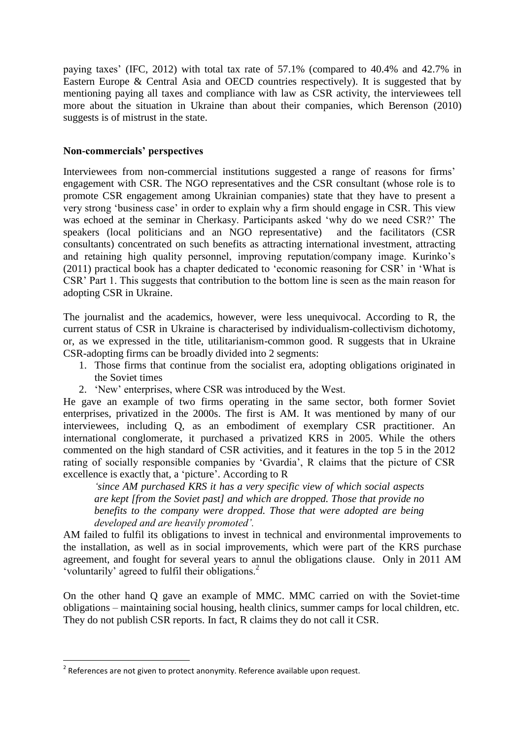paying taxes' (IFC, 2012) with total tax rate of 57.1% (compared to 40.4% and 42.7% in Eastern Europe & Central Asia and OECD countries respectively). It is suggested that by mentioning paying all taxes and compliance with law as CSR activity, the interviewees tell more about the situation in Ukraine than about their companies, which Berenson (2010) suggests is of mistrust in the state.

**Non-commercials' perspectives**

Interviewees from non-commercial institutions suggested a range of reasons for firms' engagement with CSR. The NGO representatives and the CSR consultant (whose role is to promote CSR engagement among Ukrainian companies) state that they have to present a very strong 'business case' in order to explain why a firm should engage in CSR. This view was echoed at the seminar in Cherkasy. Participants asked 'why do we need CSR?' The speakers (local politicians and an NGO representative) and the facilitators (CSR consultants) concentrated on such benefits as attracting international investment, attracting and retaining high quality personnel, improving reputation/company image. Kurinko's (2011) practical book has a chapter dedicated to 'economic reasoning for CSR' in 'What is CSR' Part 1. This suggests that contribution to the bottom line is seen as the main reason for adopting CSR in Ukraine.

The journalist and the academics, however, were less unequivocal. According to R, the current status of CSR in Ukraine is characterised by individualism-collectivism dichotomy, or, as we expressed in the title, utilitarianism-common good. R suggests that in Ukraine CSR-adopting firms can be broadly divided into 2 segments:

1. Those firms that continue from the socialist era, adopting obligations originated in the Soviet times
2. 'New' enterprises, where CSR was introduced by the West.

He gave an example of two firms operating in the same sector, both former Soviet enterprises, privatized in the 2000s. The first is AM. It was mentioned by many of our interviewees, including Q, as an embodiment of exemplary CSR practitioner. An international conglomerate, it purchased a privatized KRS in 2005. While the others commented on the high standard of CSR activities, and it features in the top 5 in the 2012 rating of socially responsible companies by 'Gvardia', R claims that the picture of CSR excellence is exactly that, a 'picture'. According to R

> *'since AM purchased KRS it has a very specific view of which social aspects are kept [from the Soviet past] and which are dropped. Those that provide no benefits to the company were dropped. Those that were adopted are being developed and are heavily promoted'.*

AM failed to fulfil its obligations to invest in technical and environmental improvements to the installation, as well as in social improvements, which were part of the KRS purchase agreement, and fought for several years to annul the obligations clause. Only in 2011 AM 'voluntarily' agreed to fulfil their obligations.[2]

On the other hand Q gave an example of MMC. MMC carried on with the Soviet-time obligations – maintaining social housing, health clinics, summer camps for local children, etc. They do not publish CSR reports. In fact, R claims they do not call it CSR.

---

[2] References are not given to protect anonymity. Reference available upon request.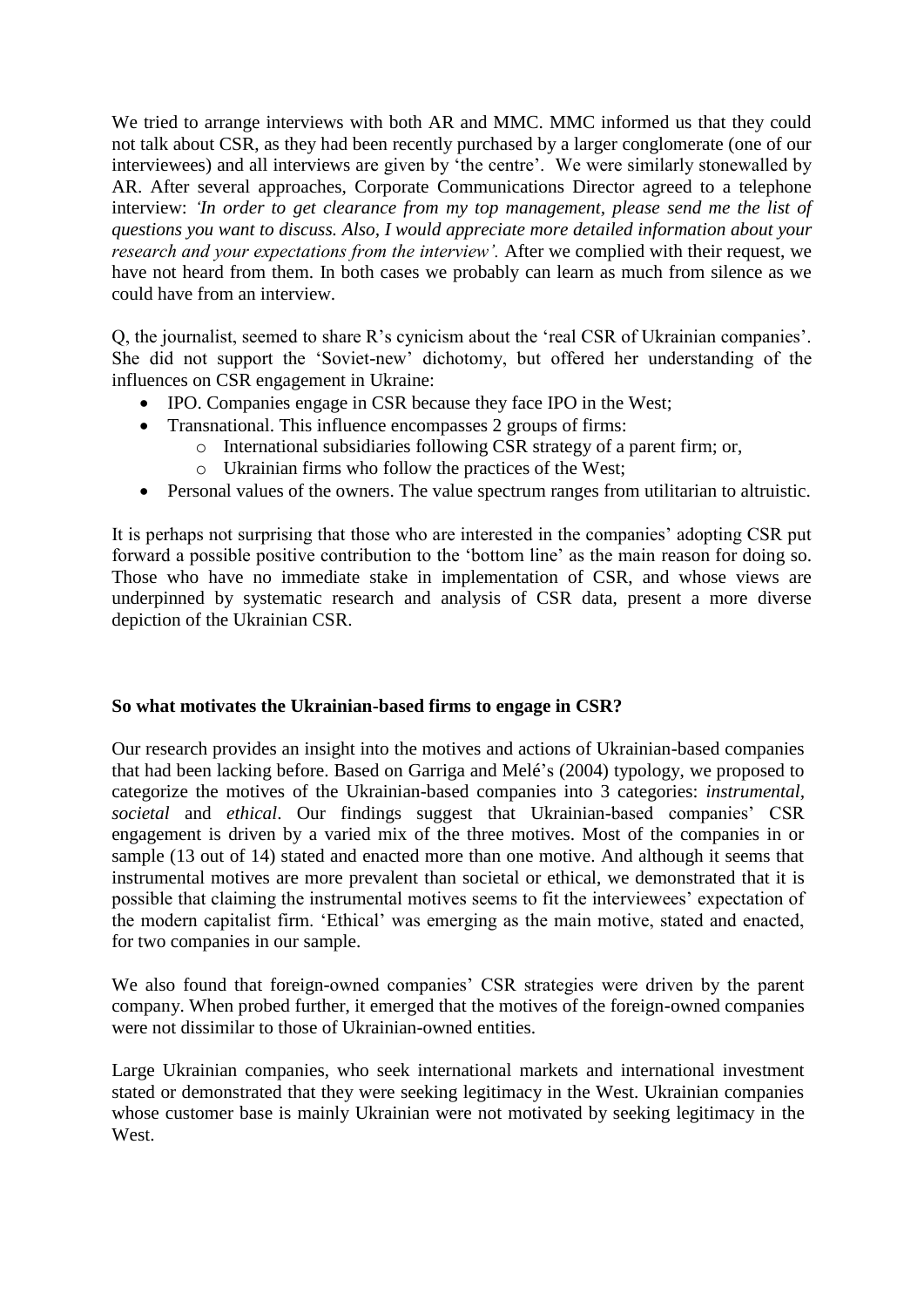We tried to arrange interviews with both AR and MMC. MMC informed us that they could not talk about CSR, as they had been recently purchased by a larger conglomerate (one of our interviewees) and all interviews are given by 'the centre'. We were similarly stonewalled by AR. After several approaches, Corporate Communications Director agreed to a telephone interview: *'In order to get clearance from my top management, please send me the list of questions you want to discuss. Also, I would appreciate more detailed information about your research and your expectations from the interview'.* After we complied with their request, we have not heard from them. In both cases we probably can learn as much from silence as we could have from an interview.

Q, the journalist, seemed to share R's cynicism about the 'real CSR of Ukrainian companies'. She did not support the 'Soviet-new' dichotomy, but offered her understanding of the influences on CSR engagement in Ukraine:

- IPO. Companies engage in CSR because they face IPO in the West;
- Transnational. This influence encompasses 2 groups of firms:
  - International subsidiaries following CSR strategy of a parent firm; or,
  - Ukrainian firms who follow the practices of the West;
- Personal values of the owners. The value spectrum ranges from utilitarian to altruistic.

It is perhaps not surprising that those who are interested in the companies' adopting CSR put forward a possible positive contribution to the 'bottom line' as the main reason for doing so. Those who have no immediate stake in implementation of CSR, and whose views are underpinned by systematic research and analysis of CSR data, present a more diverse depiction of the Ukrainian CSR.

**So what motivates the Ukrainian-based firms to engage in CSR?**

Our research provides an insight into the motives and actions of Ukrainian-based companies that had been lacking before. Based on Garriga and Melé's (2004) typology, we proposed to categorize the motives of the Ukrainian-based companies into 3 categories: *instrumental, societal* and *ethical*. Our findings suggest that Ukrainian-based companies' CSR engagement is driven by a varied mix of the three motives. Most of the companies in or sample (13 out of 14) stated and enacted more than one motive. And although it seems that instrumental motives are more prevalent than societal or ethical, we demonstrated that it is possible that claiming the instrumental motives seems to fit the interviewees' expectation of the modern capitalist firm. 'Ethical' was emerging as the main motive, stated and enacted, for two companies in our sample.

We also found that foreign-owned companies' CSR strategies were driven by the parent company. When probed further, it emerged that the motives of the foreign-owned companies were not dissimilar to those of Ukrainian-owned entities.

Large Ukrainian companies, who seek international markets and international investment stated or demonstrated that they were seeking legitimacy in the West. Ukrainian companies whose customer base is mainly Ukrainian were not motivated by seeking legitimacy in the West.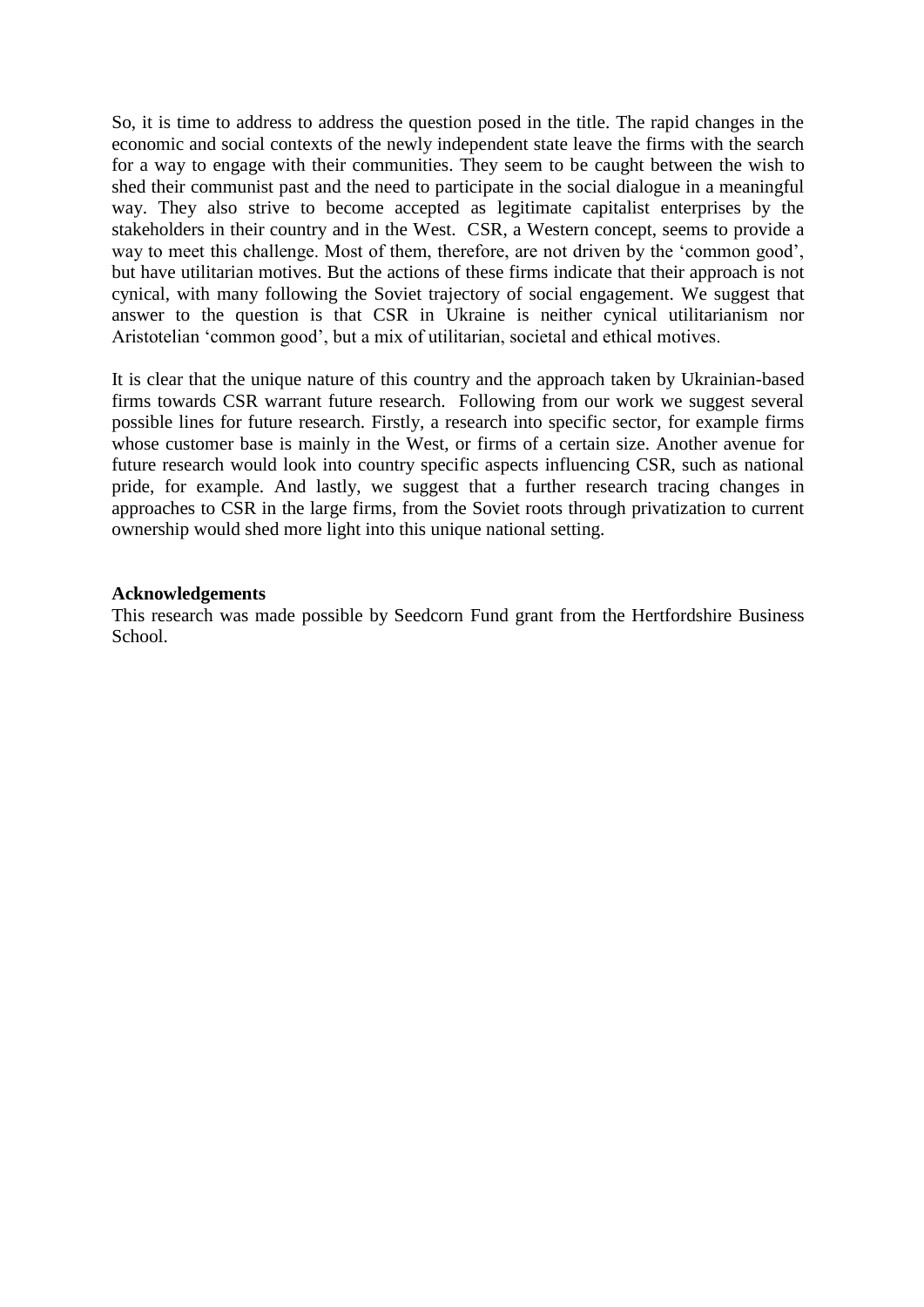So, it is time to address to address the question posed in the title. The rapid changes in the economic and social contexts of the newly independent state leave the firms with the search for a way to engage with their communities. They seem to be caught between the wish to shed their communist past and the need to participate in the social dialogue in a meaningful way. They also strive to become accepted as legitimate capitalist enterprises by the stakeholders in their country and in the West. CSR, a Western concept, seems to provide a way to meet this challenge. Most of them, therefore, are not driven by the 'common good', but have utilitarian motives. But the actions of these firms indicate that their approach is not cynical, with many following the Soviet trajectory of social engagement. We suggest that answer to the question is that CSR in Ukraine is neither cynical utilitarianism nor Aristotelian 'common good', but a mix of utilitarian, societal and ethical motives.

It is clear that the unique nature of this country and the approach taken by Ukrainian-based firms towards CSR warrant future research. Following from our work we suggest several possible lines for future research. Firstly, a research into specific sector, for example firms whose customer base is mainly in the West, or firms of a certain size. Another avenue for future research would look into country specific aspects influencing CSR, such as national pride, for example. And lastly, we suggest that a further research tracing changes in approaches to CSR in the large firms, from the Soviet roots through privatization to current ownership would shed more light into this unique national setting.

**Acknowledgements**

This research was made possible by Seedcorn Fund grant from the Hertfordshire Business School.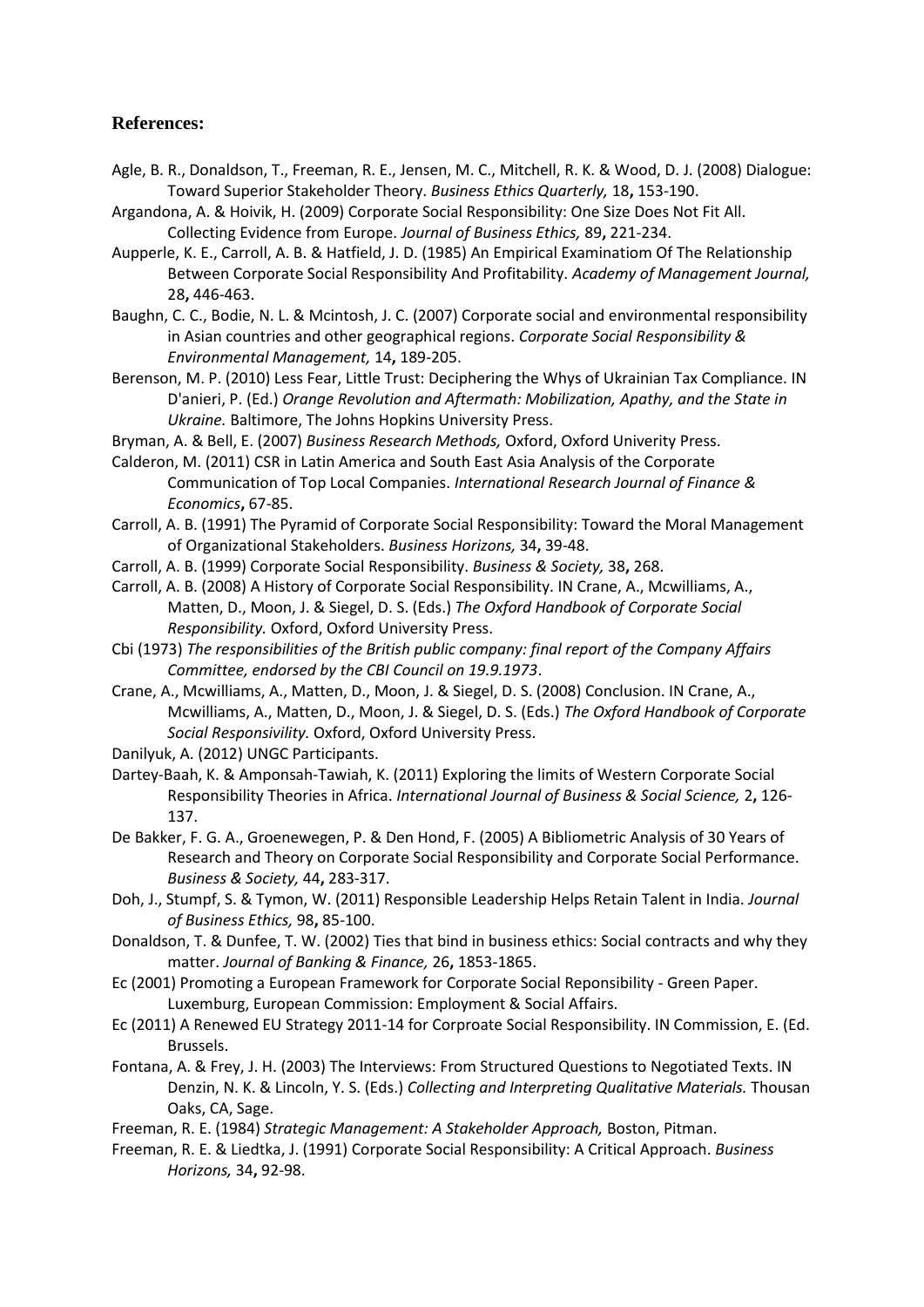**References:**

Agle, B. R., Donaldson, T., Freeman, R. E., Jensen, M. C., Mitchell, R. K. & Wood, D. J. (2008) Dialogue: Toward Superior Stakeholder Theory. *Business Ethics Quarterly,* 18**,** 153-190.

Argandona, A. & Hoivik, H. (2009) Corporate Social Responsibility: One Size Does Not Fit All. Collecting Evidence from Europe. *Journal of Business Ethics,* 89**,** 221-234.

Aupperle, K. E., Carroll, A. B. & Hatfield, J. D. (1985) An Empirical Examinatiom Of The Relationship Between Corporate Social Responsibility And Profitability. *Academy of Management Journal,* 28**,** 446-463.

Baughn, C. C., Bodie, N. L. & Mcintosh, J. C. (2007) Corporate social and environmental responsibility in Asian countries and other geographical regions. *Corporate Social Responsibility & Environmental Management,* 14**,** 189-205.

Berenson, M. P. (2010) Less Fear, Little Trust: Deciphering the Whys of Ukrainian Tax Compliance. IN D'anieri, P. (Ed.) *Orange Revolution and Aftermath: Mobilization, Apathy, and the State in Ukraine.* Baltimore, The Johns Hopkins University Press.

Bryman, A. & Bell, E. (2007) *Business Research Methods,* Oxford, Oxford Univerity Press.

Calderon, M. (2011) CSR in Latin America and South East Asia Analysis of the Corporate Communication of Top Local Companies. *International Research Journal of Finance & Economics***,** 67-85.

Carroll, A. B. (1991) The Pyramid of Corporate Social Responsibility: Toward the Moral Management of Organizational Stakeholders. *Business Horizons,* 34**,** 39-48.

Carroll, A. B. (1999) Corporate Social Responsibility. *Business & Society,* 38**,** 268.

Carroll, A. B. (2008) A History of Corporate Social Responsibility. IN Crane, A., Mcwilliams, A., Matten, D., Moon, J. & Siegel, D. S. (Eds.) *The Oxford Handbook of Corporate Social Responsibility.* Oxford, Oxford University Press.

Cbi (1973) *The responsibilities of the British public company: final report of the Company Affairs Committee, endorsed by the CBI Council on 19.9.1973*.

Crane, A., Mcwilliams, A., Matten, D., Moon, J. & Siegel, D. S. (2008) Conclusion. IN Crane, A., Mcwilliams, A., Matten, D., Moon, J. & Siegel, D. S. (Eds.) *The Oxford Handbook of Corporate Social Responsivility.* Oxford, Oxford University Press.

Danilyuk, A. (2012) UNGC Participants.

Dartey-Baah, K. & Amponsah-Tawiah, K. (2011) Exploring the limits of Western Corporate Social Responsibility Theories in Africa. *International Journal of Business & Social Science,* 2**,** 126-137.

De Bakker, F. G. A., Groenewegen, P. & Den Hond, F. (2005) A Bibliometric Analysis of 30 Years of Research and Theory on Corporate Social Responsibility and Corporate Social Performance. *Business & Society,* 44**,** 283-317.

Doh, J., Stumpf, S. & Tymon, W. (2011) Responsible Leadership Helps Retain Talent in India. *Journal of Business Ethics,* 98**,** 85-100.

Donaldson, T. & Dunfee, T. W. (2002) Ties that bind in business ethics: Social contracts and why they matter. *Journal of Banking & Finance,* 26**,** 1853-1865.

Ec (2001) Promoting a European Framework for Corporate Social Reponsibility - Green Paper. Luxemburg, European Commission: Employment & Social Affairs.

Ec (2011) A Renewed EU Strategy 2011-14 for Corproate Social Responsibility. IN Commission, E. (Ed. Brussels.

Fontana, A. & Frey, J. H. (2003) The Interviews: From Structured Questions to Negotiated Texts. IN Denzin, N. K. & Lincoln, Y. S. (Eds.) *Collecting and Interpreting Qualitative Materials.* Thousan Oaks, CA, Sage.

Freeman, R. E. (1984) *Strategic Management: A Stakeholder Approach,* Boston, Pitman.

Freeman, R. E. & Liedtka, J. (1991) Corporate Social Responsibility: A Critical Approach. *Business Horizons,* 34**,** 92-98.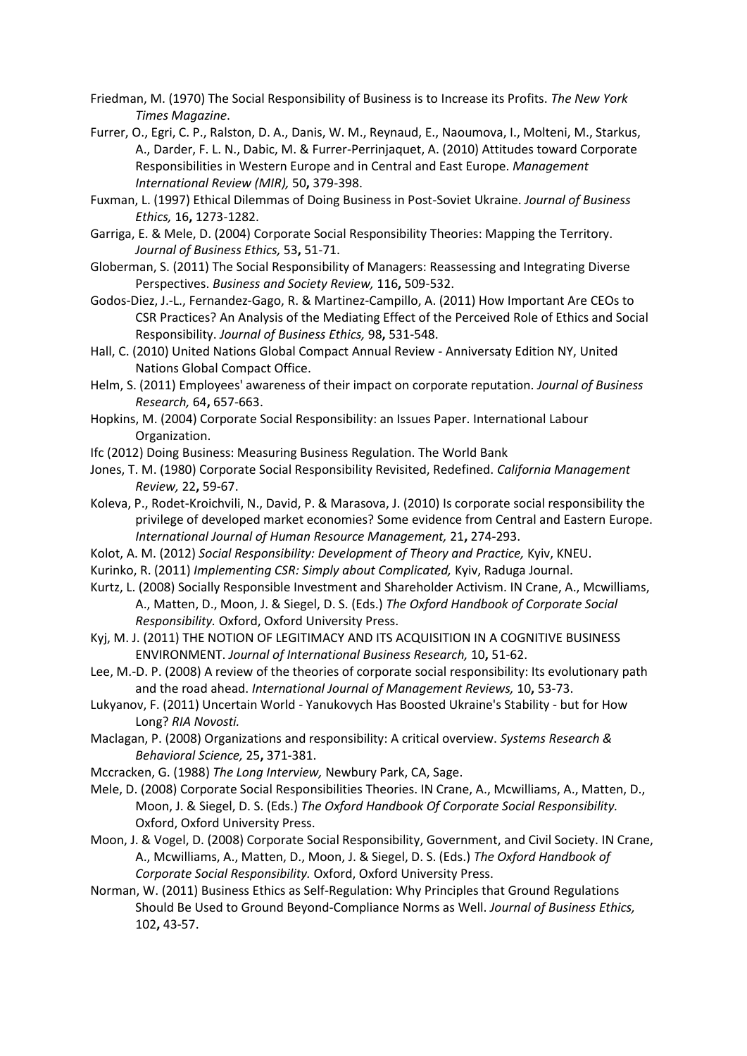Friedman, M. (1970) The Social Responsibility of Business is to Increase its Profits. *The New York Times Magazine*.

Furrer, O., Egri, C. P., Ralston, D. A., Danis, W. M., Reynaud, E., Naoumova, I., Molteni, M., Starkus, A., Darder, F. L. N., Dabic, M. & Furrer-Perrinjaquet, A. (2010) Attitudes toward Corporate Responsibilities in Western Europe and in Central and East Europe. *Management International Review (MIR),* 50**,** 379-398.

Fuxman, L. (1997) Ethical Dilemmas of Doing Business in Post-Soviet Ukraine. *Journal of Business Ethics,* 16**,** 1273-1282.

Garriga, E. & Mele, D. (2004) Corporate Social Responsibility Theories: Mapping the Territory. *Journal of Business Ethics,* 53**,** 51-71.

Globerman, S. (2011) The Social Responsibility of Managers: Reassessing and Integrating Diverse Perspectives. *Business and Society Review,* 116**,** 509-532.

Godos-Diez, J.-L., Fernandez-Gago, R. & Martinez-Campillo, A. (2011) How Important Are CEOs to CSR Practices? An Analysis of the Mediating Effect of the Perceived Role of Ethics and Social Responsibility. *Journal of Business Ethics,* 98**,** 531-548.

Hall, C. (2010) United Nations Global Compact Annual Review - Anniversaty Edition NY, United Nations Global Compact Office.

Helm, S. (2011) Employees' awareness of their impact on corporate reputation. *Journal of Business Research,* 64**,** 657-663.

Hopkins, M. (2004) Corporate Social Responsibility: an Issues Paper. International Labour Organization.

Ifc (2012) Doing Business: Measuring Business Regulation. The World Bank

Jones, T. M. (1980) Corporate Social Responsibility Revisited, Redefined. *California Management Review,* 22**,** 59-67.

Koleva, P., Rodet-Kroichvili, N., David, P. & Marasova, J. (2010) Is corporate social responsibility the privilege of developed market economies? Some evidence from Central and Eastern Europe. *International Journal of Human Resource Management,* 21**,** 274-293.

Kolot, A. M. (2012) *Social Responsibility: Development of Theory and Practice,* Kyiv, KNEU.

Kurinko, R. (2011) *Implementing CSR: Simply about Complicated,* Kyiv, Raduga Journal.

Kurtz, L. (2008) Socially Responsible Investment and Shareholder Activism. IN Crane, A., Mcwilliams, A., Matten, D., Moon, J. & Siegel, D. S. (Eds.) *The Oxford Handbook of Corporate Social Responsibility.* Oxford, Oxford University Press.

Kyj, M. J. (2011) THE NOTION OF LEGITIMACY AND ITS ACQUISITION IN A COGNITIVE BUSINESS ENVIRONMENT. *Journal of International Business Research,* 10**,** 51-62.

Lee, M.-D. P. (2008) A review of the theories of corporate social responsibility: Its evolutionary path and the road ahead. *International Journal of Management Reviews,* 10**,** 53-73.

Lukyanov, F. (2011) Uncertain World - Yanukovych Has Boosted Ukraine's Stability - but for How Long? *RIA Novosti.*

Maclagan, P. (2008) Organizations and responsibility: A critical overview. *Systems Research & Behavioral Science,* 25**,** 371-381.

Mccracken, G. (1988) *The Long Interview,* Newbury Park, CA, Sage.

Mele, D. (2008) Corporate Social Responsibilities Theories. IN Crane, A., Mcwilliams, A., Matten, D., Moon, J. & Siegel, D. S. (Eds.) *The Oxford Handbook Of Corporate Social Responsibility.* Oxford, Oxford University Press.

Moon, J. & Vogel, D. (2008) Corporate Social Responsibility, Government, and Civil Society. IN Crane, A., Mcwilliams, A., Matten, D., Moon, J. & Siegel, D. S. (Eds.) *The Oxford Handbook of Corporate Social Responsibility.* Oxford, Oxford University Press.

Norman, W. (2011) Business Ethics as Self-Regulation: Why Principles that Ground Regulations Should Be Used to Ground Beyond-Compliance Norms as Well. *Journal of Business Ethics,* 102**,** 43-57.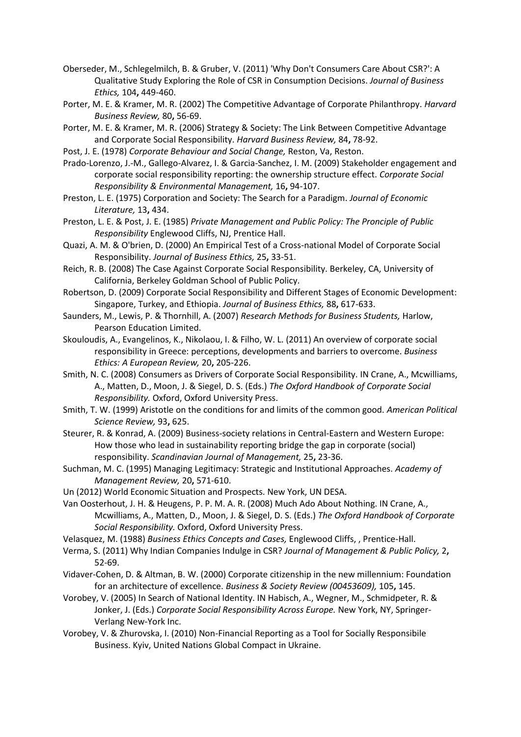Oberseder, M., Schlegelmilch, B. & Gruber, V. (2011) 'Why Don't Consumers Care About CSR?': A Qualitative Study Exploring the Role of CSR in Consumption Decisions. *Journal of Business Ethics,* 104**,** 449-460.

Porter, M. E. & Kramer, M. R. (2002) The Competitive Advantage of Corporate Philanthropy. *Harvard Business Review,* 80**,** 56-69.

Porter, M. E. & Kramer, M. R. (2006) Strategy & Society: The Link Between Competitive Advantage and Corporate Social Responsibility. *Harvard Business Review,* 84**,** 78-92.

Post, J. E. (1978) *Corporate Behaviour and Social Change,* Reston, Va, Reston.

Prado-Lorenzo, J.-M., Gallego-Alvarez, I. & Garcia-Sanchez, I. M. (2009) Stakeholder engagement and corporate social responsibility reporting: the ownership structure effect. *Corporate Social Responsibility & Environmental Management,* 16**,** 94-107.

Preston, L. E. (1975) Corporation and Society: The Search for a Paradigm. *Journal of Economic Literature,* 13**,** 434.

Preston, L. E. & Post, J. E. (1985) *Private Management and Public Policy: TheProncple of Public Responsibility* Englewood Cliffs, NJ, Prentice Hall.

Quazi, A. M. & O'brien, D. (2000) An Empirical Test of a Cross-national Model of Corporate Social Responsibility. *Journal of Business Ethics,* 25**,** 33-51.

Reich, R. B. (2008) The Case Against Corporate Social Responsibility. Berkeley, CA, University of California, Berkeley Goldman School of Public Policy.

Robertson, D. (2009) Corporate Social Responsibility and Different Stages of Economic Development: Singapore, Turkey, and Ethiopia. *Journal of Business Ethics,* 88**,** 617-633.

Saunders, M., Lewis, P. & Thornhill, A. (2007) *Research Methods for Business Students,* Harlow, Pearson Education Limited.

Skouloudis, A., Evangelinos, K., Nikolaou, I. & Filho, W. L. (2011) An overview of corporate social responsibility in Greece: perceptions, developments and barriers to overcome. *Business Ethics: A European Review,* 20**,** 205-226.

Smith, N. C. (2008) Consumers as Drivers of Corporate Social Responsibility. IN Crane, A., Mcwilliams, A., Matten, D., Moon, J. & Siegel, D. S. (Eds.) *The Oxford Handbook of Corporate Social Responsibility.* Oxford, Oxford University Press.

Smith, T. W. (1999) Aristotle on the conditions for and limits of the common good. *American Political Science Review,* 93**,** 625.

Steurer, R. & Konrad, A. (2009) Business-society relations in Central-Eastern and Western Europe: How those who lead in sustainability reporting bridge the gap in corporate (social) responsibility. *Scandinavian Journal of Management,* 25**,** 23-36.

Suchman, M. C. (1995) Managing Legitimacy: Strategic and Institutional Approaches. *Academy of Management Review,* 20**,** 571-610.

Un (2012) World Economic Situation and Prospects. New York, UN DESA.

Van Oosterhout, J. H. & Heugens, P. P. M. A. R. (2008) Much Ado About Nothing. IN Crane, A., Mcwilliams, A., Matten, D., Moon, J. & Siegel, D. S. (Eds.) *The Oxford Handbook of Corporate Social Responsibility.* Oxford, Oxford University Press.

Velasquez, M. (1988) *Business Ethics Concepts and Cases,* Englewood Cliffs, , Prentice-Hall.

Verma, S. (2011) Why Indian Companies Indulge in CSR? *Journal of Management & Public Policy,* 2**,** 52-69.

Vidaver-Cohen, D. & Altman, B. W. (2000) Corporate citizenship in the new millennium: Foundation for an architecture of excellence. *Business & Society Review (00453609),* 105**,** 145.

Vorobey, V. (2005) In Search of National Identity. IN Habisch, A., Wegner, M., Schmidpeter, R. & Jonker, J. (Eds.) *Corporate Social Responsibility Across Europe.* New York, NY, Springer-Verlag New-York Inc.

Vorobey, V. & Zhurovska, I. (2010) Non-Financial Reporting as a Tool for Socially Responsibile Business. Kyiv, United Nations Global Compact in Ukraine.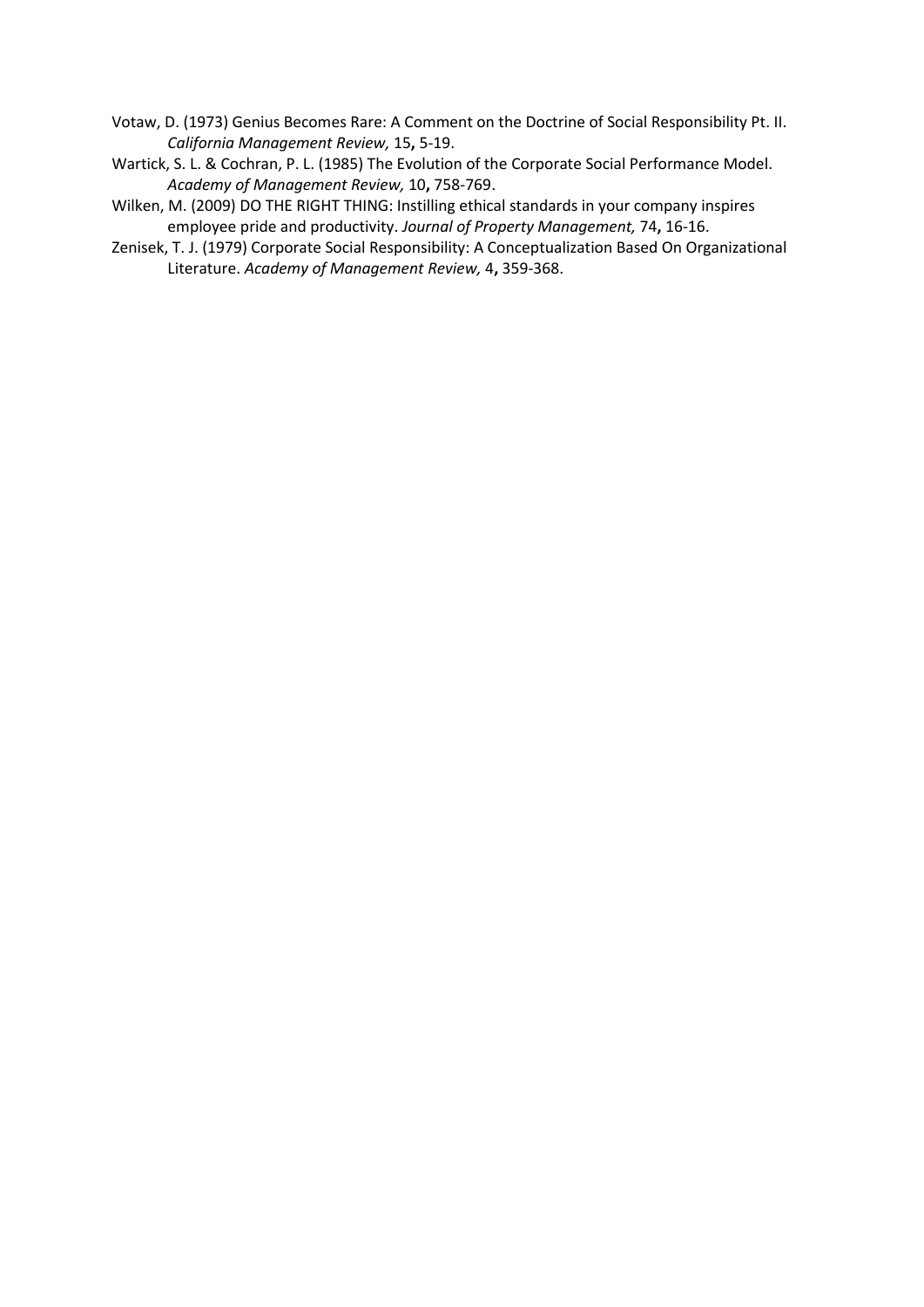Votaw, D. (1973) Genius Becomes Rare: A Comment on the Doctrine of Social Responsibility Pt. II. *California Management Review,* 15**,** 5-19.

Wartick, S. L. & Cochran, P. L. (1985) The Evolution of the Corporate Social Performance Model. *Academy of Management Review,* 10**,** 758-769.

Wilken, M. (2009) DO THE RIGHT THING: Instilling ethical standards in your company inspires employee pride and productivity. *Journal of Property Management,* 74**,** 16-16.

Zenisek, T. J. (1979) Corporate Social Responsibility: A Conceptualization Based On Organizational Literature. *Academy of Management Review,* 4**,** 359-368.